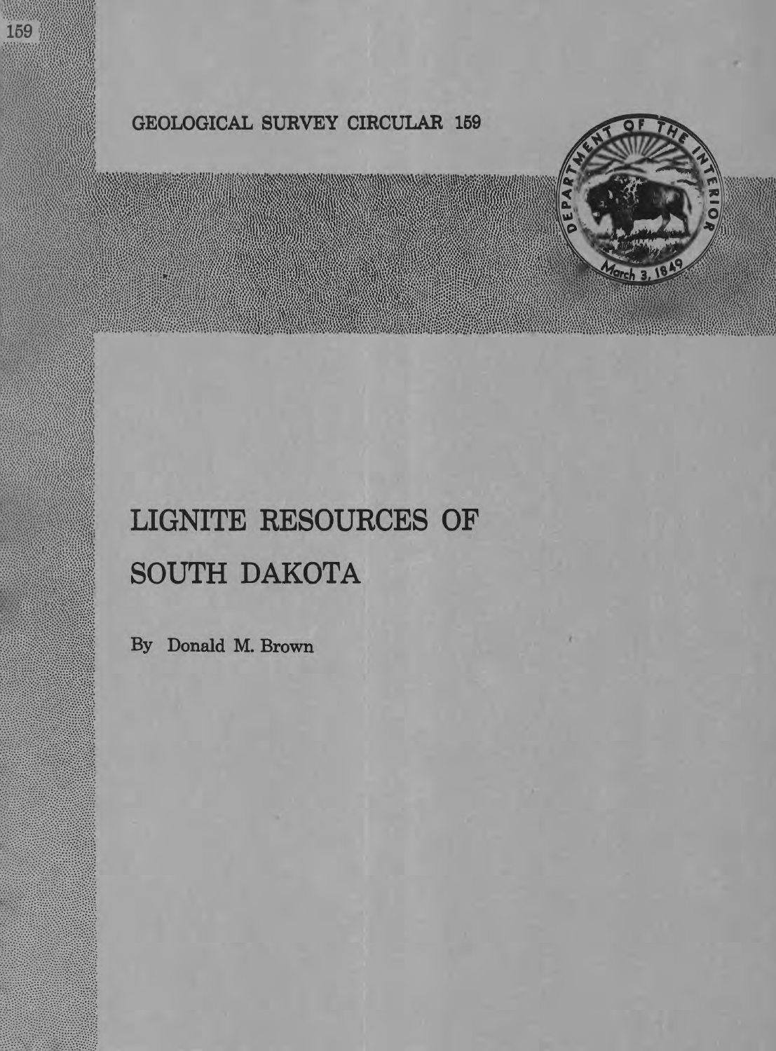GEOLOGICAL SURVEY CIRCULAR 159

# LIGNITE RESOURCES OF SOUTH DAKOTA

By Donald M. Brown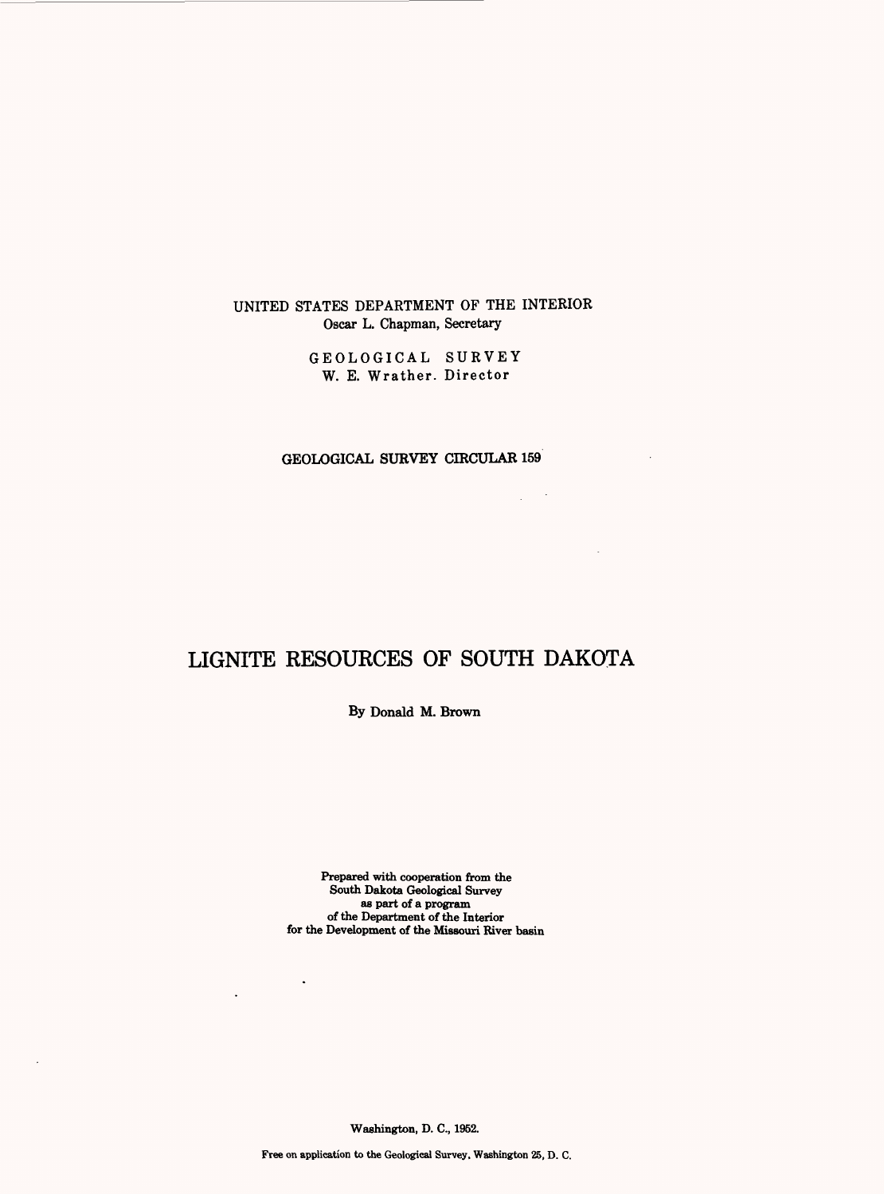UNITED STATES DEPARTMENT OF THE INTERIOR
Oscar L. Chapman, Secretary

GEOLOGICAL SURVEY
W. E. Wrather. Director

GEOLOGICAL SURVEY CIRCULAR 159

# LIGNITE RESOURCES OF SOUTH DAKOTA

By Donald M. Brown

Prepared with cooperation from the
South Dakota Geological Survey
as part of a program
of the Department of the Interior
for the Development of the Missouri River basin

Washington, D. C., 1952.

Free on application to the Geological Survey, Washington 25, D. C.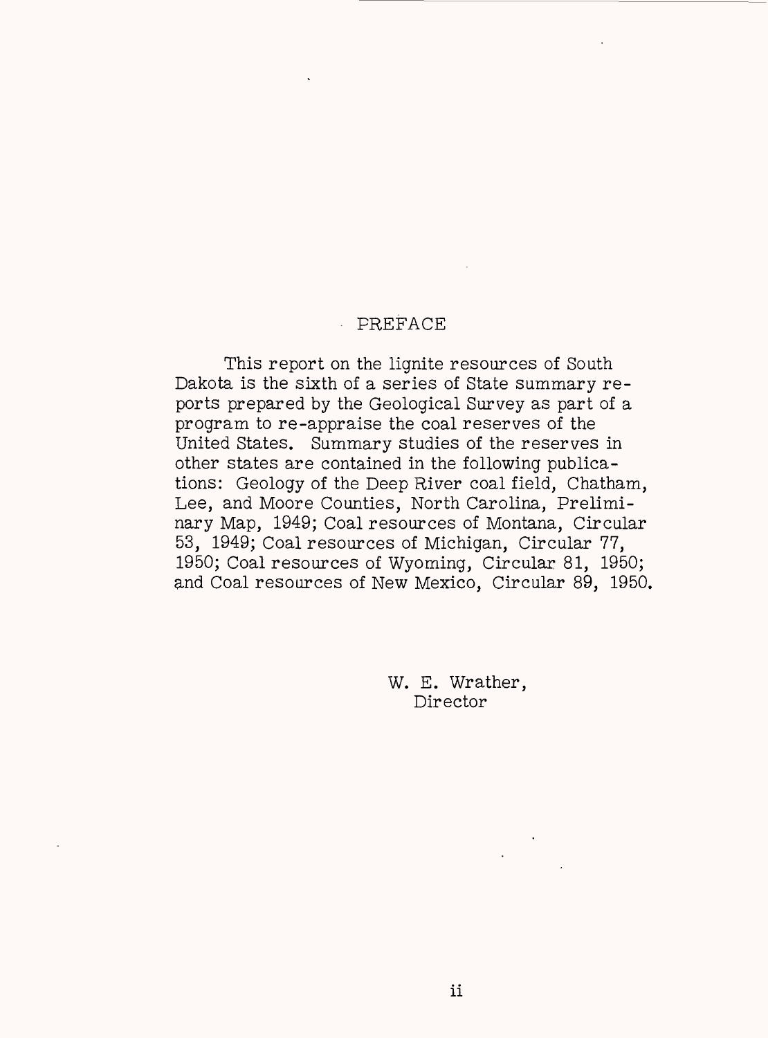# PREFACE

This report on the lignite resources of South Dakota is the sixth of a series of State summary reports prepared by the Geological Survey as part of a program to re-appraise the coal reserves of the United States. Summary studies of the reserves in other states are contained in the following publications: Geology of the Deep River coal field, Chatham, Lee, and Moore Counties, North Carolina, Preliminary Map, 1949; Coal resources of Montana, Circular 53, 1949; Coal resources of Michigan, Circular 77, 1950; Coal resources of Wyoming, Circular 81, 1950; and Coal resources of New Mexico, Circular 89, 1950.

W. E. Wrather,
Director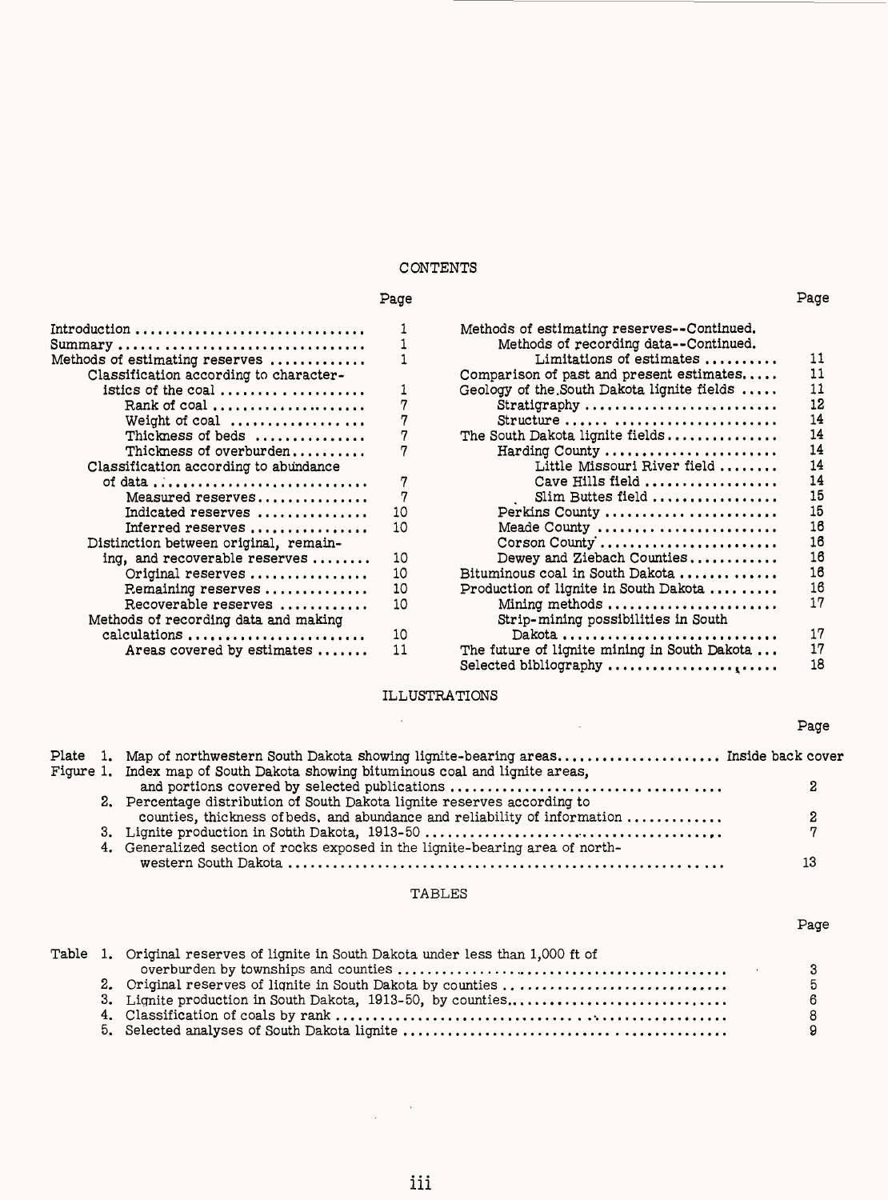# CONTENTS

| | Page |
|---|---|
| Introduction | 1 |
| Summary | 1 |
| Methods of estimating reserves | 1 |
| Classification according to characteristics of the coal | 1 |
| Rank of coal | 7 |
| Weight of coal | 7 |
| Thickness of beds | 7 |
| Thickness of overburden | 7 |
| Classification according to abundance of data | 7 |
| Measured reserves | 7 |
| Indicated reserves | 10 |
| Inferred reserves | 10 |
| Distinction between original, remaining, and recoverable reserves | 10 |
| Original reserves | 10 |
| Remaining reserves | 10 |
| Recoverable reserves | 10 |
| Methods of recording data and making calculations | 10 |
| Areas covered by estimates | 11 |
| Methods of estimating reserves--Continued. | |
| Methods of recording data--Continued. | |
| Limitations of estimates | 11 |
| Comparison of past and present estimates | 11 |
| Geology of the South Dakota lignite fields | 11 |
| Stratigraphy | 12 |
| Structure | 14 |
| The South Dakota lignite fields | 14 |
| Harding County | 14 |
| Little Missouri River field | 14 |
| Cave Hills field | 14 |
| Slim Buttes field | 15 |
| Perkins County | 15 |
| Meade County | 16 |
| Corson County | 16 |
| Dewey and Ziebach Counties | 16 |
| Bituminous coal in South Dakota | 16 |
| Production of lignite in South Dakota | 16 |
| Mining methods | 17 |
| Strip-mining possibilities in South Dakota | 17 |
| The future of lignite mining in South Dakota | 17 |
| Selected bibliography | 18 |

# ILLUSTRATIONS

| | Page |
|---|---|
| Plate 1. Map of northwestern South Dakota showing lignite-bearing areas | Inside back cover |
| Figure 1. Index map of South Dakota showing bituminous coal and lignite areas, and portions covered by selected publications | 2 |
| 2. Percentage distribution of South Dakota lignite reserves according to counties, thickness of beds, and abundance and reliability of information | 2 |
| 3. Lignite production in South Dakota, 1913-50 | 7 |
| 4. Generalized section of rocks exposed in the lignite-bearing area of northwestern South Dakota | 13 |

# TABLES

| | Page |
|---|---|
| Table 1. Original reserves of lignite in South Dakota under less than 1,000 ft of overburden by townships and counties | 3 |
| 2. Original reserves of lignite in South Dakota by counties | 5 |
| 3. Lignite production in South Dakota, 1913-50, by counties | 6 |
| 4. Classification of coals by rank | 8 |
| 5. Selected analyses of South Dakota lignite | 9 |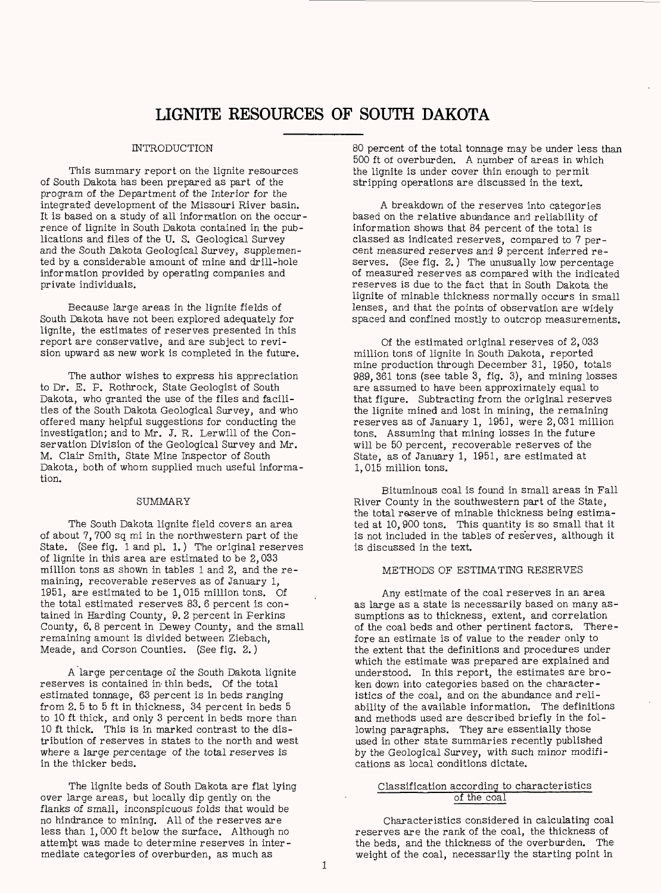# LIGNITE RESOURCES OF SOUTH DAKOTA

## INTRODUCTION

This summary report on the lignite resources of South Dakota has been prepared as part of the program of the Department of the Interior for the integrated development of the Missouri River basin. It is based on a study of all information on the occurrence of lignite in South Dakota contained in the publications and files of the U. S. Geological Survey and the South Dakota Geological Survey, supplemented by a considerable amount of mine and drill-hole information provided by operating companies and private individuals.

Because large areas in the lignite fields of South Dakota have not been explored adequately for lignite, the estimates of reserves presented in this report are conservative, and are subject to revision upward as new work is completed in the future.

The author wishes to express his appreciation to Dr. E. P. Rothrock, State Geologist of South Dakota, who granted the use of the files and facilities of the South Dakota Geological Survey, and who offered many helpful suggestions for conducting the investigation; and to Mr. J. R. Lerwill of the Conservation Division of the Geological Survey and Mr. M. Clair Smith, State Mine Inspector of South Dakota, both of whom supplied much useful information.

## SUMMARY

The South Dakota lignite field covers an area of about 7,700 sq mi in the northwestern part of the State. (See fig. 1 and pl. 1.) The original reserves of lignite in this area are estimated to be 2,033 million tons as shown in tables 1 and 2, and the remaining, recoverable reserves as of January 1, 1951, are estimated to be 1,015 million tons. Of the total estimated reserves 83.6 percent is contained in Harding County, 9.2 percent in Perkins County, 6.8 percent in Dewey County, and the small remaining amount is divided between Ziebach, Meade, and Corson Counties. (See fig. 2.)

A large percentage of the South Dakota lignite reserves is contained in thin beds. Of the total estimated tonnage, 63 percent is in beds ranging from 2.5 to 5 ft in thickness, 34 percent in beds 5 to 10 ft thick, and only 3 percent in beds more than 10 ft thick. This is in marked contrast to the distribution of reserves in states to the north and west where a large percentage of the total reserves is in the thicker beds.

The lignite beds of South Dakota are flat lying over large areas, but locally dip gently on the flanks of small, inconspicuous folds that would be no hindrance to mining. All of the reserves are less than 1,000 ft below the surface. Although no attempt was made to determine reserves in intermediate categories of overburden, as much as 80 percent of the total tonnage may be under less than 500 ft of overburden. A number of areas in which the lignite is under cover thin enough to permit stripping operations are discussed in the text.

A breakdown of the reserves into categories based on the relative abundance and reliability of information shows that 84 percent of the total is classed as indicated reserves, compared to 7 percent measured reserves and 9 percent inferred reserves. (See fig. 2.) The unusually low percentage of measured reserves as compared with the indicated reserves is due to the fact that in South Dakota the lignite of minable thickness normally occurs in small lenses, and that the points of observation are widely spaced and confined mostly to outcrop measurements.

Of the estimated original reserves of 2,033 million tons of lignite in South Dakota, reported mine production through December 31, 1950, totals 989,361 tons (see table 3, fig. 3), and mining losses are assumed to have been approximately equal to that figure. Subtracting from the original reserves the lignite mined and lost in mining, the remaining reserves as of January 1, 1951, were 2,031 million tons. Assuming that mining losses in the future will be 50 percent, recoverable reserves of the State, as of January 1, 1951, are estimated at 1,015 million tons.

Bituminous coal is found in small areas in Fall River County in the southwestern part of the State, the total reserve of minable thickness being estimated at 10,900 tons. This quantity is so small that it is not included in the tables of reserves, although it is discussed in the text.

## METHODS OF ESTIMATING RESERVES

Any estimate of the coal reserves in an area as large as a state is necessarily based on many assumptions as to thickness, extent, and correlation of the coal beds and other pertinent factors. Therefore an estimate is of value to the reader only to the extent that the definitions and procedures under which the estimate was prepared are explained and understood. In this report, the estimates are broken down into categories based on the characteristics of the coal, and on the abundance and reliability of the available information. The definitions and methods used are described briefly in the following paragraphs. They are essentially those used in other state summaries recently published by the Geological Survey, with such minor modifications as local conditions dictate.

### Classification according to characteristics of the coal

Characteristics considered in calculating coal reserves are the rank of the coal, the thickness of the beds, and the thickness of the overburden. The weight of the coal, necessarily the starting point in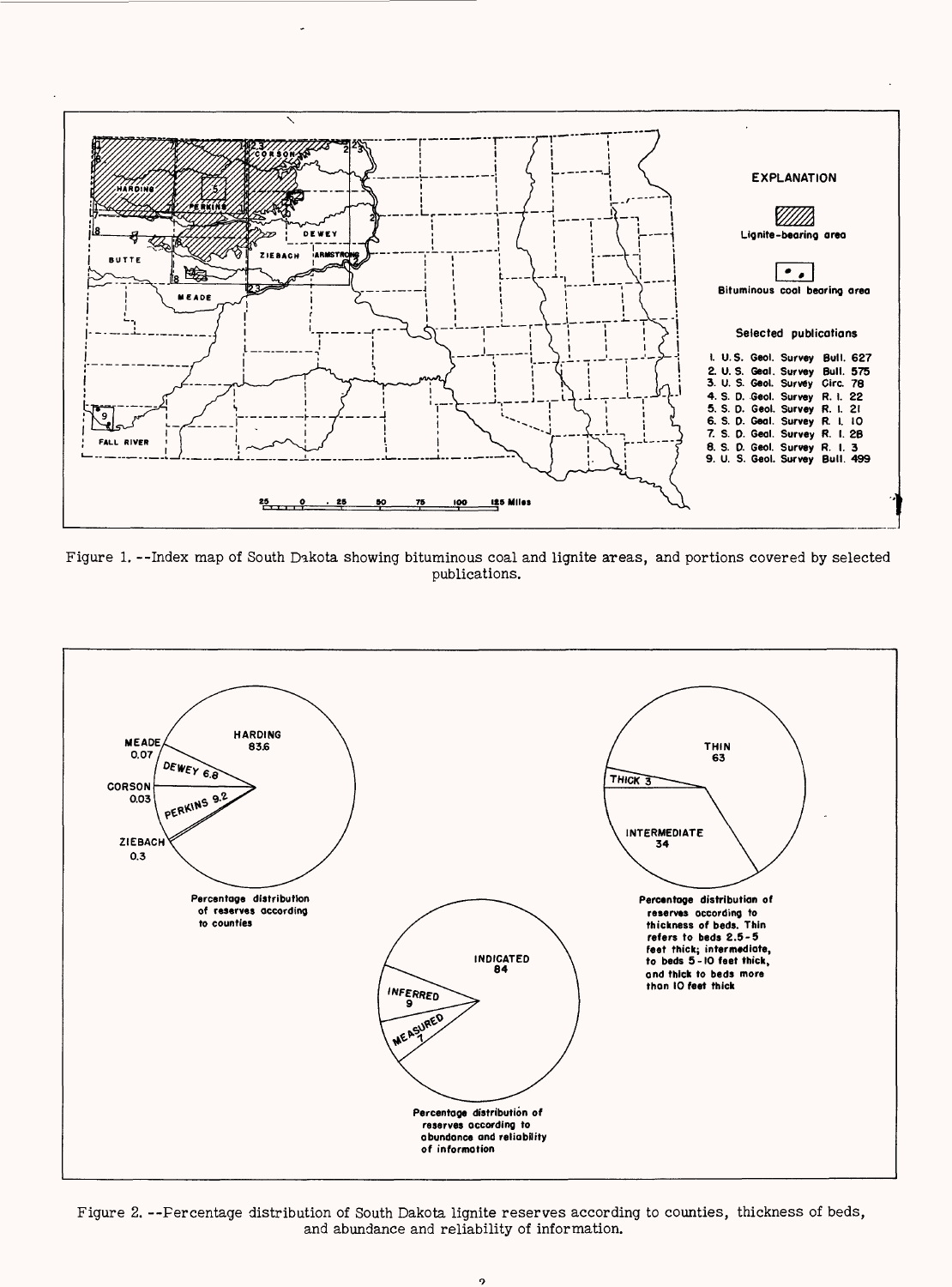Figure 1. --Index map of South Dakota showing bituminous coal and lignite areas, and portions covered by selected publications.

Figure 2. --Percentage distribution of South Dakota lignite reserves according to counties, thickness of beds, and abundance and reliability of information.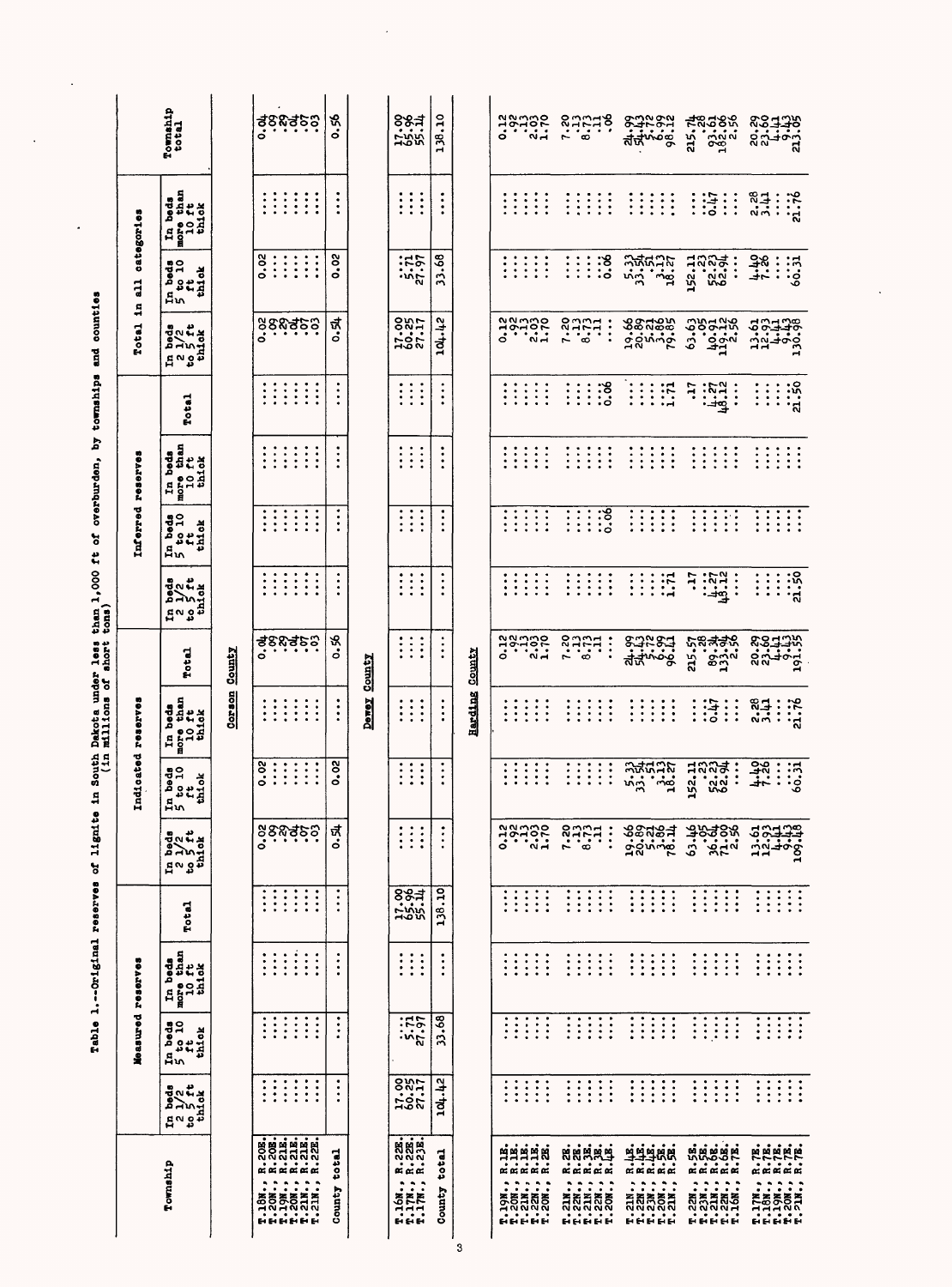Table 1.--Original reserves of lignite in South Dakota under less than 1,000 ft of overburden, by townships and counties

(in millions of short tons)

| Township | Measured reserves | | | | Indicated reserves | | | | Inferred reserves | | | | Total in all categories | | | |
|---|---|---|---|---|---|---|---|---|---|---|---|---|---|---|---|---|
| | In beds 2 1/2 to 5 ft thick | In beds 5 to 10 ft thick | In beds more than 10 ft thick | Total | In beds 2 1/2 to 5 ft thick | In beds 5 to 10 ft thick | In beds more than 10 ft thick | Total | In beds 2 1/2 to 5 ft thick | In beds 5 to 10 ft thick | In beds more than 10 ft thick | Total | In beds 2 1/2 to 5 ft thick | In beds 5 to 10 ft thick | In beds more than 10 ft thick | Township total |
| **Corson County** | | | | | | | | | | | | | | | | |
| T.18N., R.20E. | ... | ... | ... | ... | 0.02 | 0.02 | ... | 0.04 | ... | ... | ... | ... | 0.02 | 0.02 | ... | 0.04 |
| T.20N., R.20E. | ... | ... | ... | ... | .09 | ... | ... | .09 | ... | ... | ... | ... | .09 | ... | ... | .09 |
| T.19N., R.21E. | ... | ... | ... | ... | .29 | ... | ... | .29 | ... | ... | ... | ... | .29 | ... | ... | .29 |
| T.20N., R.21E. | ... | ... | ... | ... | .04 | ... | ... | .04 | ... | ... | ... | ... | .04 | ... | ... | .04 |
| T.21N., R.21E. | ... | ... | ... | ... | .07 | ... | ... | .07 | ... | ... | ... | ... | .07 | ... | ... | .07 |
| T.21N., R.22E. | ... | ... | ... | ... | .03 | ... | ... | .03 | ... | ... | ... | ... | .03 | ... | ... | .03 |
| County total | ... | ... | ... | ... | 0.54 | 0.02 | ... | 0.56 | ... | ... | ... | ... | 0.54 | 0.02 | ... | 0.56 |
| **Dewey County** | | | | | | | | | | | | | | | | |
| T.16N., R.22E. | 17.00 | ... | ... | 17.00 | ... | ... | ... | ... | ... | ... | ... | ... | 17.00 | ... | ... | 17.00 |
| T.17N., R.22E. | 60.25 | 5.71 | ... | 65.96 | ... | ... | ... | ... | ... | ... | ... | ... | 60.25 | 5.71 | ... | 65.96 |
| T.17N., R.23E. | 27.17 | 27.97 | ... | 55.14 | ... | ... | ... | ... | ... | ... | ... | ... | 27.17 | 27.97 | ... | 55.14 |
| County total | 104.42 | 33.68 | ... | 138.10 | ... | ... | ... | ... | ... | ... | ... | ... | 104.42 | 33.68 | ... | 138.10 |
| **Harding County** | | | | | | | | | | | | | | | | |
| T.19N., R.1E. | ... | ... | ... | ... | 0.12 | ... | ... | 0.12 | ... | ... | ... | ... | 0.12 | ... | ... | 0.12 |
| T.20N., R.1E. | ... | ... | ... | ... | .92 | ... | ... | .92 | ... | ... | ... | ... | .92 | ... | ... | .92 |
| T.21N., R.1E. | ... | ... | ... | ... | .13 | ... | ... | .13 | ... | ... | ... | ... | .13 | ... | ... | .13 |
| T.22N., R.1E. | ... | ... | ... | ... | 2.03 | ... | ... | 2.03 | ... | ... | ... | ... | 2.03 | ... | ... | 2.03 |
| T.20N., R.2E. | ... | ... | ... | ... | 1.70 | ... | ... | 1.70 | ... | ... | ... | ... | 1.70 | ... | ... | 1.70 |
| T.21N., R.2E. | ... | ... | ... | ... | 7.20 | ... | ... | 7.20 | ... | ... | ... | ... | 7.20 | ... | ... | 7.20 |
| T.22N., R.2E. | ... | ... | ... | ... | .13 | ... | ... | .13 | ... | ... | ... | ... | .13 | ... | ... | .13 |
| T.21N., R.3E. | ... | ... | ... | ... | 8.73 | ... | ... | 8.73 | ... | ... | ... | ... | 8.73 | ... | ... | 8.73 |
| T.22N., R.3E. | ... | ... | ... | ... | .11 | ... | ... | .11 | ... | ... | ... | ... | .11 | ... | ... | .11 |
| T.20N., R.4E. | ... | ... | ... | ... | ... | ... | ... | ... | ... | 0.06 | ... | 0.06 | ... | 0.06 | ... | .06 |
| T.21N., R.4E. | ... | ... | ... | ... | 19.66 | 5.33 | ... | 24.99 | ... | ... | ... | ... | 19.66 | 5.33 | ... | 24.99 |
| T.22N., R.4E. | ... | ... | ... | ... | 20.89 | 33.54 | ... | 54.43 | ... | ... | ... | ... | 20.89 | 33.54 | ... | 54.43 |
| T.23N., R.4E. | ... | ... | ... | ... | 5.21 | .51 | ... | 5.72 | ... | ... | ... | ... | 5.21 | .51 | ... | 5.72 |
| T.20N., R.5E. | ... | ... | ... | ... | 3.86 | 3.13 | ... | 6.99 | ... | ... | ... | ... | 3.86 | 3.13 | ... | 6.99 |
| T.21N., R.5E. | ... | ... | ... | ... | 78.14 | 18.27 | ... | 96.41 | 1.71 | ... | ... | 1.71 | 79.85 | 18.27 | ... | 98.12 |
| T.22N., R.5E. | ... | ... | ... | ... | 63.46 | 152.11 | ... | 215.57 | .17 | ... | ... | .17 | 63.63 | 152.11 | ... | 215.74 |
| T.23N., R.5E. | ... | ... | ... | ... | .05 | .23 | ... | .28 | ... | ... | ... | ... | .05 | .23 | ... | .28 |
| T.21N., R.6E. | ... | ... | ... | ... | 36.64 | 52.23 | 0.47 | 89.34 | 4.27 | ... | ... | 4.27 | 40.91 | 52.23 | 0.47 | 93.61 |
| T.22N., R.6E. | ... | ... | ... | ... | 71.00 | 62.94 | ... | 133.94 | 48.12 | ... | ... | 48.12 | 119.12 | 62.94 | ... | 182.06 |
| T.16N., R.7E. | ... | ... | ... | ... | 2.56 | ... | ... | 2.56 | ... | ... | ... | ... | 2.56 | ... | ... | 2.56 |
| T.17N., R.7E. | ... | ... | ... | ... | 13.61 | 4.40 | 2.28 | 20.29 | ... | ... | ... | ... | 13.61 | 4.40 | 2.28 | 20.29 |
| T.18N., R.7E. | ... | ... | ... | ... | 12.93 | 7.26 | 3.41 | 23.60 | ... | ... | ... | ... | 12.93 | 7.26 | 3.41 | 23.60 |
| T.19N., R.7E. | ... | ... | ... | ... | 4.41 | ... | ... | 4.41 | ... | ... | ... | ... | 4.41 | ... | ... | 4.41 |
| T.20N., R.7E. | ... | ... | ... | ... | 9.43 | ... | ... | 9.43 | ... | ... | ... | ... | 9.43 | ... | ... | 9.43 |
| T.21N., R.7E. | ... | ... | ... | ... | 109.48 | 60.31 | 21.76 | 191.55 | 21.50 | ... | ... | 21.50 | 130.98 | 60.31 | 21.76 | 213.05 |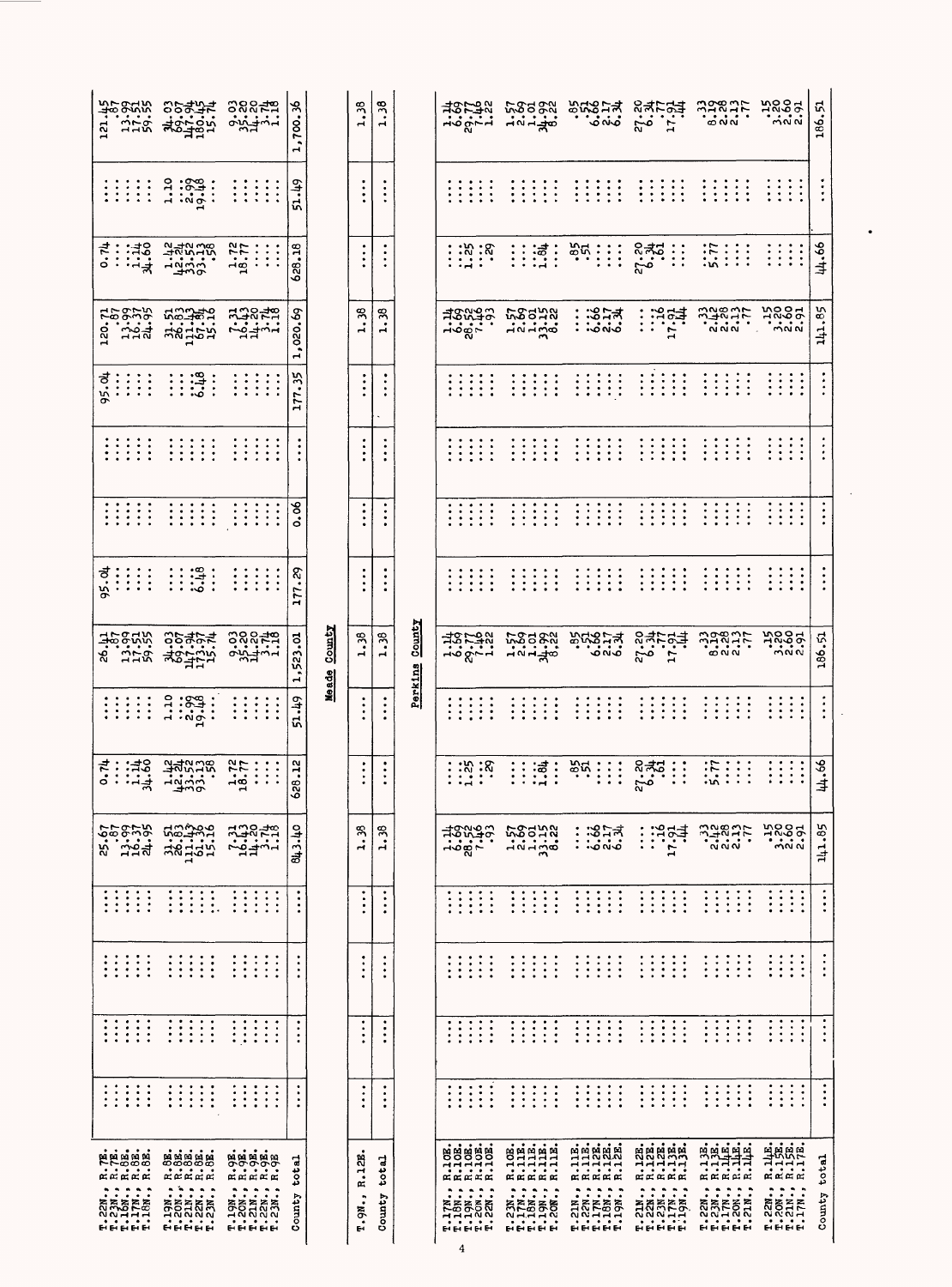| | | | | | | | | | | | | | | | | |
|---|---|---|---|---|---|---|---|---|---|---|---|---|---|---|---|---|
| T.22N., R.7E. | ... | ... | ... | ... | 25.67 | 0.74 | ... | 26.41 | 95.04 | ... | ... | 95.04 | 120.71 | 0.74 | ... | 121.45 |
| T.23N., R.7E. | ... | ... | ... | ... | .87 | ... | ... | .87 | ... | ... | ... | ... | .87 | ... | ... | .87 |
| T.16N., R.8E. | ... | ... | ... | ... | 13.99 | ... | ... | 13.99 | ... | ... | ... | ... | 13.99 | ... | ... | 13.99 |
| T.17N., R.8E. | ... | ... | ... | ... | 16.37 | 1.14 | ... | 17.51 | ... | ... | ... | ... | 16.37 | 1.14 | ... | 17.51 |
| T.18N., R.8E. | ... | ... | ... | ... | 24.95 | 34.60 | ... | 59.55 | ... | ... | ... | ... | 24.95 | 34.60 | ... | 59.55 |
| T.19N., R.8E. | ... | ... | ... | ... | 31.51 | 1.42 | 1.10 | 34.03 | ... | ... | ... | ... | 31.51 | 1.42 | 1.10 | 34.03 |
| T.20N., R.8E. | ... | ... | ... | ... | 26.83 | 42.24 | ... | 69.07 | ... | ... | ... | ... | 26.83 | 42.24 | ... | 69.07 |
| T.21N., R.8E. | ... | ... | ... | ... | 111.43 | 33.52 | 2.99 | 147.94 | ... | ... | ... | ... | 111.43 | 33.52 | 2.99 | 147.94 |
| T.22N., R.8E. | ... | ... | ... | ... | 61.36 | 93.13 | 19.48 | 173.97 | 6.48 | ... | ... | 6.48 | 67.84 | 93.13 | 19.48 | 180.45 |
| T.23N., R.8E. | ... | ... | ... | ... | 15.16 | .58 | ... | 15.74 | ... | ... | ... | ... | 15.16 | .58 | ... | 15.74 |
| T.19N., R.9E. | ... | ... | ... | ... | 7.31 | 1.72 | ... | 9.03 | ... | ... | ... | ... | 7.31 | 1.72 | ... | 9.03 |
| T.20N., R.9E. | ... | ... | ... | ... | 16.43 | 18.77 | ... | 35.20 | ... | ... | ... | ... | 16.43 | 18.77 | ... | 35.20 |
| T.21N., R.9E. | ... | ... | ... | ... | 14.20 | ... | ... | 14.20 | ... | ... | ... | ... | 14.20 | ... | ... | 14.20 |
| T.22N., R.9E. | ... | ... | ... | ... | 3.74 | ... | ... | 3.74 | ... | ... | ... | ... | 3.74 | ... | ... | 3.74 |
| T.23N., R.9E. | ... | ... | ... | ... | 1.18 | ... | ... | 1.18 | ... | ... | ... | ... | 1.18 | ... | ... | 1.18 |
| County total | ... | ... | ... | ... | 843.40 | 628.12 | 51.49 | 1,523.01 | 177.29 | 0.06 | ... | 177.35 | 1,020.69 | 628.18 | 51.49 | 1,700.36 |
| **Meade County** | | | | | | | | | | | | | | | | |
| T.9N., R.12E. | ... | ... | ... | ... | 1.38 | ... | ... | 1.38 | ... | ... | ... | ... | 1.38 | ... | ... | 1.38 |
| County total | ... | ... | ... | ... | 1.38 | ... | ... | 1.38 | ... | ... | ... | ... | 1.38 | ... | ... | 1.38 |
| **Perkins County** | | | | | | | | | | | | | | | | |
| T.17N., R.10E. | ... | ... | ... | ... | 1.14 | ... | ... | 1.14 | ... | ... | ... | ... | 1.14 | ... | ... | 1.14 |
| T.18N., R.10E. | ... | ... | ... | ... | 6.69 | ... | ... | 6.69 | ... | ... | ... | ... | 6.69 | ... | ... | 6.69 |
| T.19N., R.10E. | ... | ... | ... | ... | 28.52 | 1.25 | ... | 29.77 | ... | ... | ... | ... | 28.52 | 1.25 | ... | 29.77 |
| T.20N., R.10E. | ... | ... | ... | ... | 7.46 | ... | ... | 7.46 | ... | ... | ... | ... | 7.46 | ... | ... | 7.46 |
| T.22N., R.10E. | ... | ... | ... | ... | .93 | .29 | ... | 1.22 | ... | ... | ... | ... | .93 | .29 | ... | 1.22 |
| T.23N., R.10E. | ... | ... | ... | ... | 1.57 | ... | ... | 1.57 | ... | ... | ... | ... | 1.57 | ... | ... | 1.57 |
| T.17N., R.11E. | ... | ... | ... | ... | 2.69 | ... | ... | 2.69 | ... | ... | ... | ... | 2.69 | ... | ... | 2.69 |
| T.18N., R.11E. | ... | ... | ... | ... | 1.01 | ... | ... | 1.01 | ... | ... | ... | ... | 1.01 | ... | ... | 1.01 |
| T.19N., R.11E. | ... | ... | ... | ... | 33.15 | 1.84 | ... | 34.99 | ... | ... | ... | ... | 33.15 | 1.84 | ... | 34.99 |
| T.20N., R.11E. | ... | ... | ... | ... | 8.22 | ... | ... | 8.22 | ... | ... | ... | ... | 8.22 | ... | ... | 8.22 |
| T.21N., R.11E. | ... | ... | ... | ... | ... | .85 | ... | .85 | ... | ... | ... | ... | ... | .85 | ... | .85 |
| T.22N., R.11E. | ... | ... | ... | ... | ... | .51 | ... | .51 | ... | ... | ... | ... | ... | .51 | ... | .51 |
| T.17N., R.12E. | ... | ... | ... | ... | 6.66 | ... | ... | 6.66 | ... | ... | ... | ... | 6.66 | ... | ... | 6.66 |
| T.18N., R.12E. | ... | ... | ... | ... | 2.17 | ... | ... | 2.17 | ... | ... | ... | ... | 2.17 | ... | ... | 2.17 |
| T.19N., R.12E. | ... | ... | ... | ... | 6.34 | ... | ... | 6.34 | ... | ... | ... | ... | 6.34 | ... | ... | 6.34 |
| T.21N., R.12E. | ... | ... | ... | ... | ... | 27.20 | ... | 27.20 | ... | ... | ... | ... | ... | 27.20 | ... | 27.20 |
| T.22N., R.12E. | ... | ... | ... | ... | ... | 6.34 | ... | 6.34 | ... | ... | ... | ... | ... | 6.34 | ... | 6.34 |
| T.23N., R.12E. | ... | ... | ... | ... | .16 | .61 | ... | .77 | ... | ... | ... | ... | .16 | .61 | ... | .77 |
| T.17N., R.13E. | ... | ... | ... | ... | 17.91 | ... | ... | 17.91 | ... | ... | ... | ... | 17.91 | ... | ... | 17.91 |
| T.19N., R.13E. | ... | ... | ... | ... | .44 | ... | ... | .44 | ... | ... | ... | ... | .44 | ... | ... | .44 |
| T.22N., R.13E. | ... | ... | ... | ... | .33 | ... | ... | .33 | ... | ... | ... | ... | .33 | ... | ... | .33 |
| T.23N., R.13E. | ... | ... | ... | ... | 2.42 | 5.77 | ... | 8.19 | ... | ... | ... | ... | 2.42 | 5.77 | ... | 8.19 |
| T.17N., R.14E. | ... | ... | ... | ... | 2.28 | ... | ... | 2.28 | ... | ... | ... | ... | 2.28 | ... | ... | 2.28 |
| T.20N., R.14E. | ... | ... | ... | ... | 2.13 | ... | ... | 2.13 | ... | ... | ... | ... | 2.13 | ... | ... | 2.13 |
| T.21N., R.14E. | ... | ... | ... | ... | .77 | ... | ... | .77 | ... | ... | ... | ... | .77 | ... | ... | .77 |
| T.22N., R.14E. | ... | ... | ... | ... | .15 | ... | ... | .15 | ... | ... | ... | ... | .15 | ... | ... | .15 |
| T.20N., R.15E. | ... | ... | ... | ... | 3.20 | ... | ... | 3.20 | ... | ... | ... | ... | 3.20 | ... | ... | 3.20 |
| T.21N., R.15E. | ... | ... | ... | ... | 2.60 | ... | ... | 2.60 | ... | ... | ... | ... | 2.60 | ... | ... | 2.60 |
| T.17N., R.17E. | ... | ... | ... | ... | 2.91 | ... | ... | 2.91 | ... | ... | ... | ... | 2.91 | ... | ... | 2.91 |
| County total | ... | ... | ... | ... | 141.85 | 44.66 | ... | 186.51 | ... | ... | ... | ... | 141.85 | 44.66 | ... | 186.51 |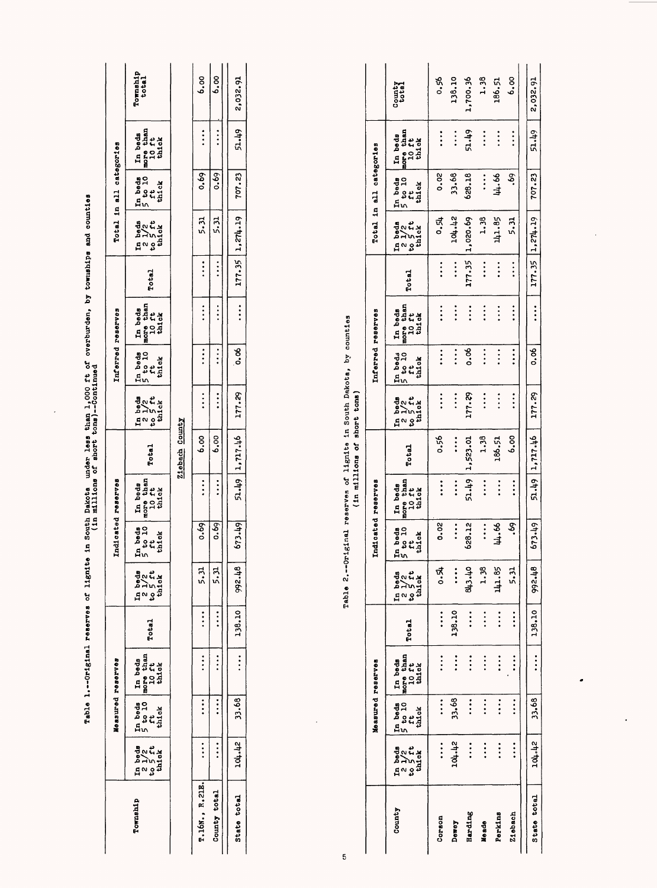Table 1.--Original reserves of lignite in South Dakota under less than 1,000 ft of overburden, by townships and counties (in millions of short tons)--Continued

| Township | Measured reserves | | | | Indicated reserves | | | | Inferred reserves | | | | Total in all categories | | | Township total |
|---|---|---|---|---|---|---|---|---|---|---|---|---|---|---|---|---|
| | In beds 2 1/2 to 5 ft thick | In beds 5 to 10 ft thick | In beds more than 10 ft thick | Total | In beds 2 1/2 to 5 ft thick | In beds 5 to 10 ft thick | In beds more than 10 ft thick | Total | In beds 2 1/2 to 5 ft thick | In beds 5 to 10 ft thick | In beds more than 10 ft thick | Total | In beds 2 1/2 to 5 ft thick | In beds 5 to 10 ft thick | In beds more than 10 ft thick | |
| **Ziebach County** | | | | | | | | | | | | | | | | |
| T.16N., R.21E. | .... | .... | .... | .... | 5.31 | 0.69 | .... | 6.00 | .... | .... | .... | .... | 5.31 | 0.69 | .... | 6.00 |
| County total | .... | .... | .... | .... | 5.31 | 0.69 | .... | 6.00 | .... | .... | .... | .... | 5.31 | 0.69 | .... | 6.00 |
| State total | 104.42 | 33.68 | .... | 138.10 | 992.48 | 673.49 | 51.49 | 1,717.46 | 177.29 | 0.06 | .... | 177.35 | 1,274.19 | 707.23 | 51.49 | 2,032.91 |

Table 2.--Original reserves of lignite in South Dakota, by counties (in millions of short tons)

| County | Measured reserves | | | | Indicated reserves | | | | Inferred reserves | | | | Total in all categories | | | County total |
|---|---|---|---|---|---|---|---|---|---|---|---|---|---|---|---|---|
| | In beds 2 1/2 to 5 ft thick | In beds 5 to 10 ft thick | In beds more than 10 ft thick | Total | In beds 2 1/2 to 5 ft thick | In beds 5 to 10 ft thick | In beds more than 10 ft thick | Total | In beds 2 1/2 to 5 ft thick | In beds 5 to 10 ft thick | In beds more than 10 ft thick | Total | In beds 2 1/2 to 5 ft thick | In beds 5 to 10 ft thick | In beds more than 10 ft thick | |
| Corson | .... | .... | .... | .... | 0.54 | 0.02 | .... | 0.56 | .... | .... | .... | .... | 0.54 | 0.02 | .... | 0.56 |
| Dewey | 104.42 | 33.68 | .... | 138.10 | .... | .... | .... | .... | .... | .... | .... | .... | 104.42 | 33.68 | .... | 138.10 |
| Harding | .... | .... | .... | .... | 843.40 | 628.12 | 51.49 | 1,523.01 | 177.29 | 0.06 | .... | 177.35 | 1,020.69 | 628.18 | 51.49 | 1,700.36 |
| Meade | .... | .... | .... | .... | 1.38 | .... | .... | 1.38 | .... | .... | .... | .... | 1.38 | .... | .... | 1.38 |
| Perkins | .... | .... | .... | .... | 141.85 | 44.66 | .... | 186.51 | .... | .... | .... | .... | 141.85 | 44.66 | .... | 186.51 |
| Ziebach | .... | .... | .... | .... | 5.31 | .69 | .... | 6.00 | .... | .... | .... | .... | 5.31 | .69 | .... | 6.00 |
| State total | 104.42 | 33.68 | .... | 138.10 | 992.48 | 673.49 | 51.49 | 1,717.46 | 177.29 | 0.06 | .... | 177.35 | 1,274.19 | 707.23 | 51.49 | 2,032.91 |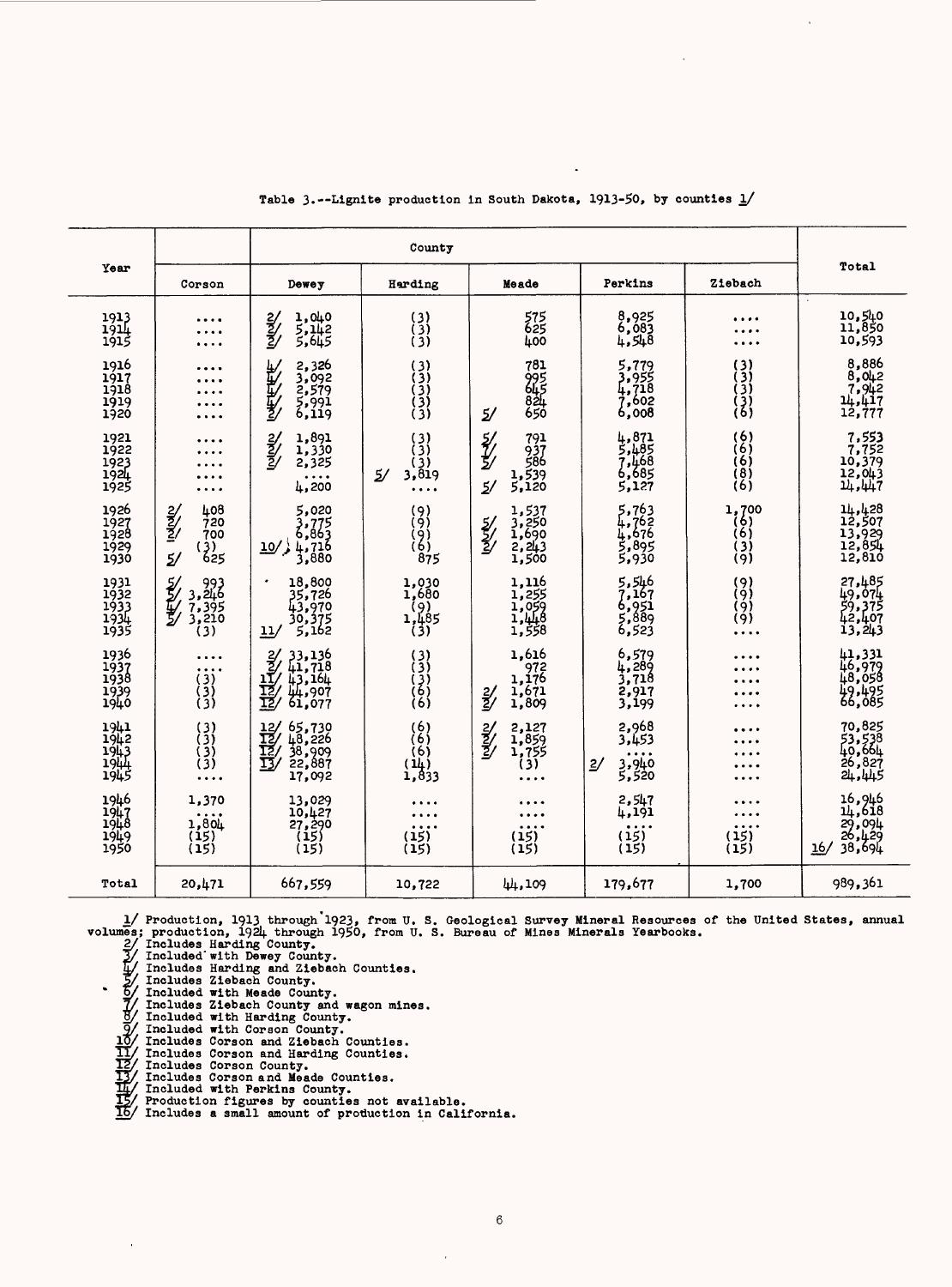Table 3.--Lignite production in South Dakota, 1913-50, by counties 1/

| Year | Corson | Dewey | Harding | Meade | Perkins | Ziebach | Total |
|---|---|---|---|---|---|---|---|
| | | County | | | | | |
| 1913 | .... | 2/ 1,040 | (3) | 575 | 8,925 | .... | 10,540 |
| 1914 | .... | 2/ 5,142 | (3) | 625 | 6,083 | .... | 11,850 |
| 1915 | .... | 2/ 5,645 | (3) | 400 | 4,548 | .... | 10,593 |
| 1916 | .... | 4/ 2,326 | (3) | 781 | 5,779 | (3) | 8,886 |
| 1917 | .... | 4/ 3,092 | (3) | 995 | 3,955 | (3) | 8,042 |
| 1918 | .... | 4/ 2,579 | (3) | 645 | 4,718 | (3) | 7,942 |
| 1919 | .... | 4/ 5,991 | (3) | 824 | 7,602 | (3) | 14,417 |
| 1920 | .... | 2/ 6,119 | (3) | 5/ 650 | 6,008 | (6) | 12,777 |
| 1921 | .... | 2/ 1,891 | (3) | 5/ 791 | 4,871 | (6) | 7,553 |
| 1922 | .... | 2/ 1,330 | (3) | 7/ 937 | 5,485 | (6) | 7,752 |
| 1923 | .... | 2/ 2,325 | (3) | 5/ 586 | 7,468 | (6) | 10,379 |
| 1924 | .... | .... | 5/ 3,819 | 1,539 | 6,685 | (8) | 12,043 |
| 1925 | .... | 4,200 | .... | 5/ 5,120 | 5,127 | (6) | 14,447 |
| 1926 | 2/ 408 | 5,020 | (9) | 1,537 | 5,763 | 1,700 | 14,428 |
| 1927 | 2/ 720 | 3,775 | (9) | 5/ 3,250 | 4,762 | (6) | 12,507 |
| 1928 | 2/ 700 | 6,863 | (9) | 5/ 1,690 | 4,676 | (6) | 13,929 |
| 1929 | (3) | 10/ 4,716 | (6) | 2/ 2,243 | 5,895 | (3) | 12,854 |
| 1930 | 5/ 625 | 3,880 | 875 | 1,500 | 5,930 | (9) | 12,810 |
| 1931 | 5/ 993 | 18,800 | 1,030 | 1,116 | 5,546 | (9) | 27,485 |
| 1932 | 5/ 3,246 | 35,726 | 1,680 | 1,255 | 7,167 | (9) | 49,074 |
| 1933 | 4/ 7,395 | 43,970 | (9) | 1,059 | 6,951 | (9) | 59,375 |
| 1934 | 5/ 3,210 | 30,375 | 1,485 | 1,448 | 5,889 | (9) | 42,407 |
| 1935 | (3) | 11/ 5,162 | (3) | 1,558 | 6,523 | .... | 13,243 |
| 1936 | .... | 2/ 33,136 | (3) | 1,616 | 6,579 | .... | 41,331 |
| 1937 | .... | 2/ 41,718 | (3) | 972 | 4,289 | .... | 46,979 |
| 1938 | (3) | 11/ 43,164 | (3) | 1,176 | 3,718 | .... | 48,058 |
| 1939 | (3) | 12/ 44,907 | (6) | 2/ 1,671 | 2,917 | .... | 49,495 |
| 1940 | (3) | 12/ 61,077 | (6) | 2/ 1,809 | 3,199 | .... | 66,085 |
| 1941 | (3) | 12/ 65,730 | (6) | 2/ 2,127 | 2,968 | .... | 70,825 |
| 1942 | (3) | 12/ 48,226 | (6) | 2/ 1,859 | 3,453 | .... | 53,538 |
| 1943 | (3) | 12/ 38,909 | (6) | 2/ 1,755 | .... | .... | 40,664 |
| 1944 | (3) | 13/ 22,887 | (14) | (3) | 2/ 3,940 | .... | 26,827 |
| 1945 | .... | 17,092 | 1,833 | .... | 5,520 | .... | 24,445 |
| 1946 | 1,370 | 13,029 | .... | .... | 2,547 | .... | 16,946 |
| 1947 | .... | 10,427 | .... | .... | 4,191 | .... | 14,618 |
| 1948 | 1,804 | 27,290 | .... | .... | .... | .... | 29,094 |
| 1949 | (15) | (15) | (15) | (15) | (15) | (15) | 26,429 |
| 1950 | (15) | (15) | (15) | (15) | (15) | (15) | 16/ 38,694 |
| Total | 20,471 | 667,559 | 10,722 | 44,109 | 179,677 | 1,700 | 989,361 |

1/ Production, 1913 through 1923, from U. S. Geological Survey Mineral Resources of the United States, annual volumes; production, 1924 through 1950, from U. S. Bureau of Mines Minerals Yearbooks.
2/ Includes Harding County.
3/ Included with Dewey County.
4/ Includes Harding and Ziebach Counties.
5/ Includes Ziebach County.
6/ Included with Meade County.
7/ Includes Ziebach County and wagon mines.
8/ Included with Harding County.
9/ Included with Corson County.
10/ Includes Corson and Ziebach Counties.
11/ Includes Corson and Harding Counties.
12/ Includes Corson County.
13/ Includes Corson and Meade Counties.
14/ Included with Perkins County.
15/ Production figures by counties not available.
16/ Includes a small amount of production in California.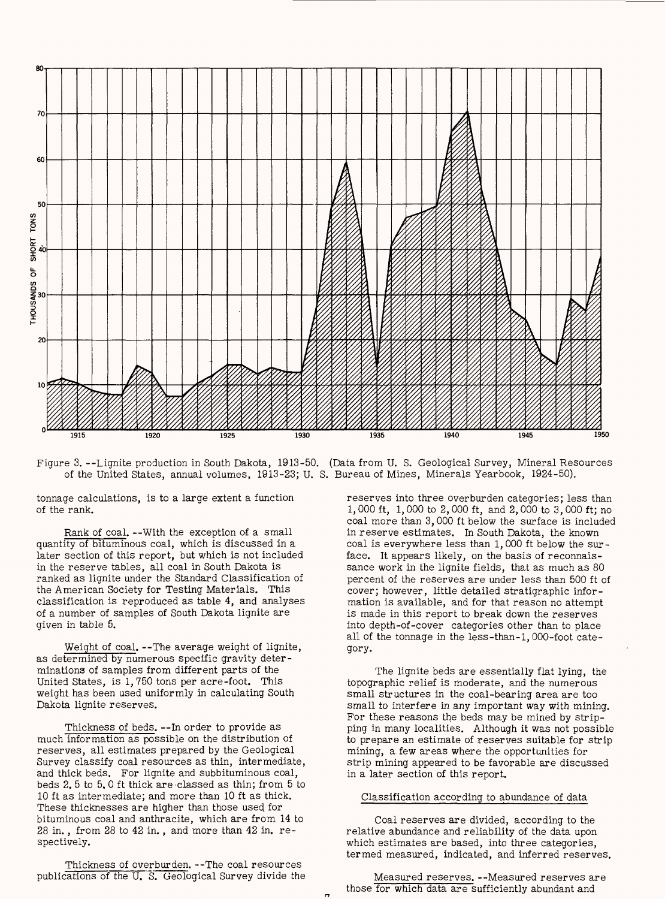Figure 3.--Lignite production in South Dakota, 1913-50. (Data from U. S. Geological Survey, Mineral Resources of the United States, annual volumes, 1913-23; U. S. Bureau of Mines, Minerals Yearbook, 1924-50).

tonnage calculations, is to a large extent a function of the rank.

Rank of coal.--With the exception of a small quantity of bituminous coal, which is discussed in a later section of this report, but which is not included in the reserve tables, all coal in South Dakota is ranked as lignite under the Standard Classification of the American Society for Testing Materials. This classification is reproduced as table 4, and analyses of a number of samples of South Dakota lignite are given in table 5.

Weight of coal.--The average weight of lignite, as determined by numerous specific gravity determinations of samples from different parts of the United States, is 1,750 tons per acre-foot. This weight has been used uniformly in calculating South Dakota lignite reserves.

Thickness of beds.--In order to provide as much information as possible on the distribution of reserves, all estimates prepared by the Geological Survey classify coal resources as thin, intermediate, and thick beds. For lignite and subbituminous coal, beds 2.5 to 5.0 ft thick are classed as thin; from 5 to 10 ft as intermediate; and more than 10 ft as thick. These thicknesses are higher than those used for bituminous coal and anthracite, which are from 14 to 28 in., from 28 to 42 in., and more than 42 in. respectively.

Thickness of overburden.--The coal resources publications of the U. S. Geological Survey divide the reserves into three overburden categories; less than 1,000 ft, 1,000 to 2,000 ft, and 2,000 to 3,000 ft; no coal more than 3,000 ft below the surface is included in reserve estimates. In South Dakota, the known coal is everywhere less than 1,000 ft below the surface. It appears likely, on the basis of reconnaissance work in the lignite fields, that as much as 80 percent of the reserves are under less than 500 ft of cover; however, little detailed stratigraphic information is available, and for that reason no attempt is made in this report to break down the reserves into depth-of-cover categories other than to place all of the tonnage in the less-than-1,000-foot category.

The lignite beds are essentially flat lying, the topographic relief is moderate, and the numerous small structures in the coal-bearing area are too small to interfere in any important way with mining. For these reasons the beds may be mined by stripping in many localities. Although it was not possible to prepare an estimate of reserves suitable for strip mining, a few areas where the opportunities for strip mining appeared to be favorable are discussed in a later section of this report.

## Classification according to abundance of data

Coal reserves are divided, according to the relative abundance and reliability of the data upon which estimates are based, into three categories, termed measured, indicated, and inferred reserves.

Measured reserves.--Measured reserves are those for which data are sufficiently abundant and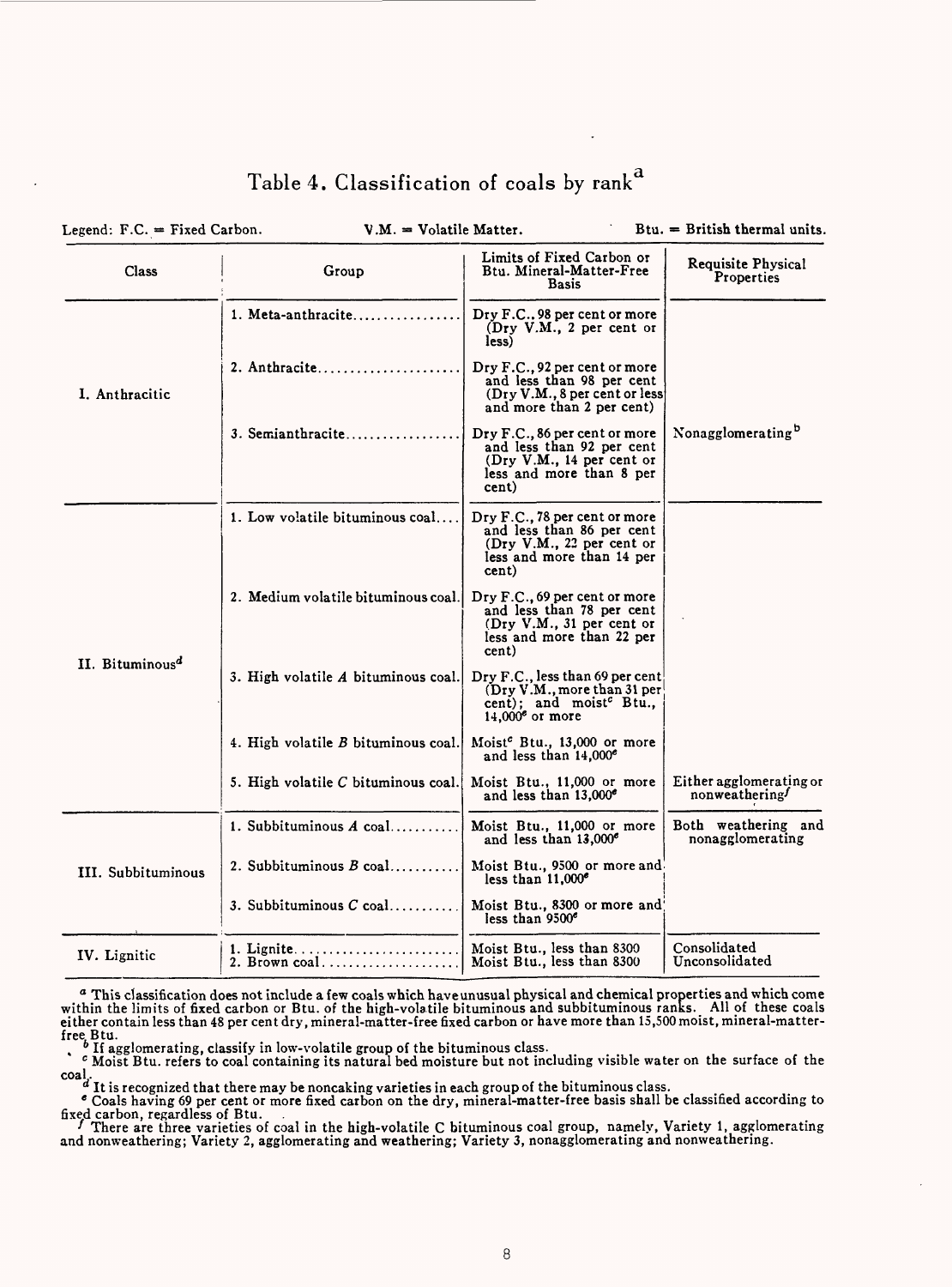# Table 4. Classification of coals by rank[a]

Legend: F.C. = Fixed Carbon. V.M. = Volatile Matter. Btu. = British thermal units.

| Class | Group | Limits of Fixed Carbon or Btu. Mineral-Matter-Free Basis | Requisite Physical Properties |
|---|---|---|---|
| I. Anthracitic | 1. Meta-anthracite | Dry F.C., 98 per cent or more (Dry V.M., 2 per cent or less) | |
| | 2. Anthracite | Dry F.C., 92 per cent or more and less than 98 per cent (Dry V.M., 8 per cent or less and more than 2 per cent) | |
| | 3. Semianthracite | Dry F.C., 86 per cent or more and less than 92 per cent (Dry V.M., 14 per cent or less and more than 8 per cent) | Nonagglomerating[b] |
| II. Bituminous[d] | 1. Low volatile bituminous coal | Dry F.C., 78 per cent or more and less than 86 per cent (Dry V.M., 22 per cent or less and more than 14 per cent) | |
| | 2. Medium volatile bituminous coal | Dry F.C., 69 per cent or more and less than 78 per cent (Dry V.M., 31 per cent or less and more than 22 per cent) | |
| | 3. High volatile *A* bituminous coal | Dry F.C., less than 69 per cent (Dry V.M., more than 31 per cent); and moist[c] Btu., 14,000[e] or more | |
| | 4. High volatile *B* bituminous coal | Moist[c] Btu., 13,000 or more and less than 14,000[e] | |
| | 5. High volatile *C* bituminous coal | Moist Btu., 11,000 or more and less than 13,000[e] | Either agglomerating or nonweathering[f] |
| III. Subbituminous | 1. Subbituminous *A* coal | Moist Btu., 11,000 or more and less than 13,000[e] | Both weathering and nonagglomerating |
| | 2. Subbituminous *B* coal | Moist Btu., 9500 or more and less than 11,000[e] | |
| | 3. Subbituminous *C* coal | Moist Btu., 8300 or more and less than 9500[e] | |
| IV. Lignitic | 1. Lignite | Moist Btu., less than 8300 | Consolidated |
| | 2. Brown coal | Moist Btu., less than 8300 | Unconsolidated |

[a] This classification does not include a few coals which have unusual physical and chemical properties and which come within the limits of fixed carbon or Btu. of the high-volatile bituminous and subbituminous ranks. All of these coals either contain less than 48 per cent dry, mineral-matter-free fixed carbon or have more than 15,500 moist, mineral-matter-free Btu.

[b] If agglomerating, classify in low-volatile group of the bituminous class.

[c] Moist Btu. refers to coal containing its natural bed moisture but not including visible water on the surface of the coal.

[d] It is recognized that there may be noncaking varieties in each group of the bituminous class.

[e] Coals having 69 per cent or more fixed carbon on the dry, mineral-matter-free basis shall be classified according to fixed carbon, regardless of Btu.

[f] There are three varieties of coal in the high-volatile C bituminous coal group, namely, Variety 1, agglomerating and nonweathering; Variety 2, agglomerating and weathering; Variety 3, nonagglomerating and nonweathering.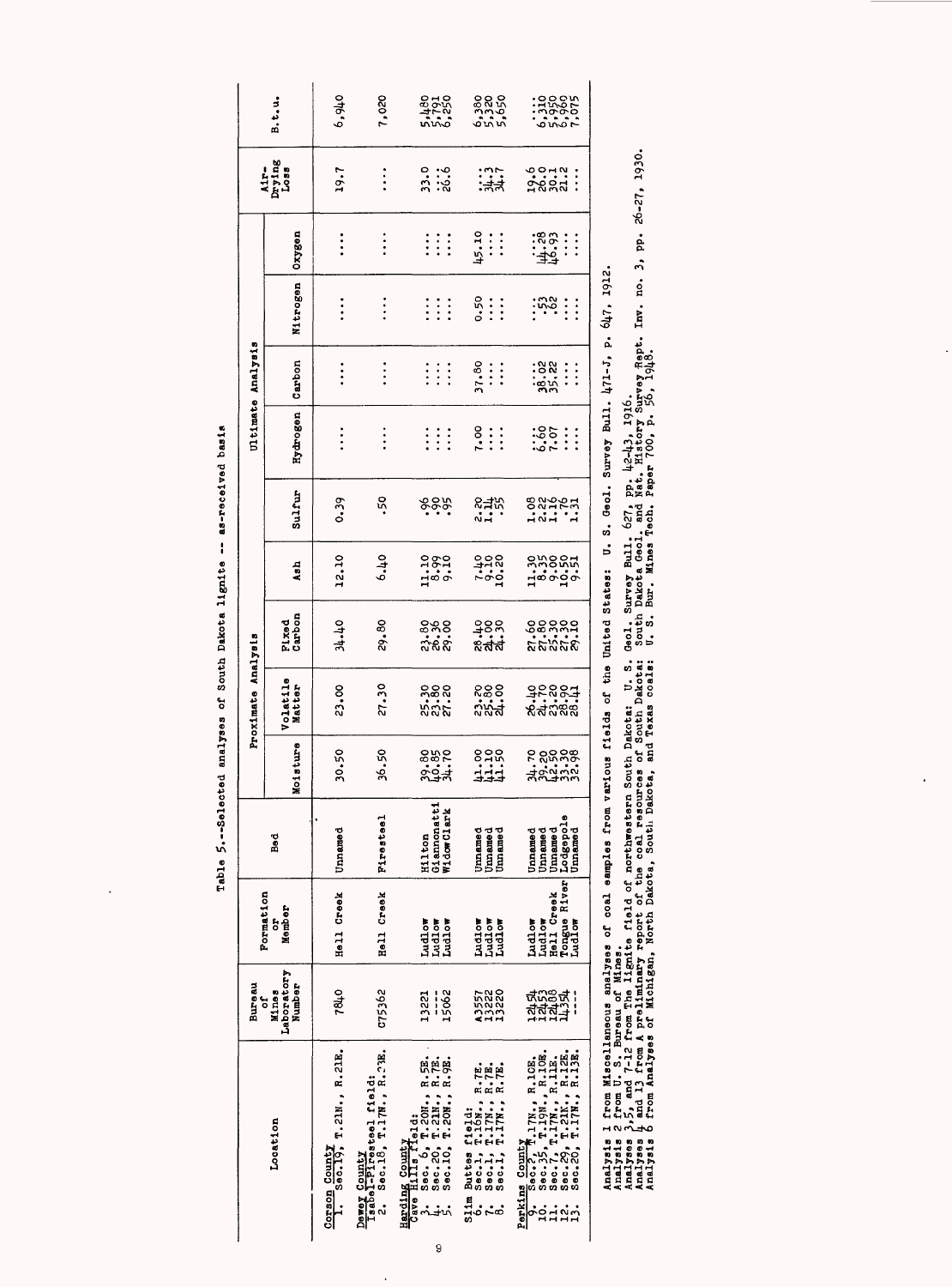Table 5.--Selected analyses of South Dakota lignite -- as-received basis

| Location | Bureau of Mines Laboratory Number | Formation or Member | Bed | Proximate Analysis | | | | Ultimate Analysis | | | | | Air-Drying Loss | B.t.u. |
|---|---|---|---|---|---|---|---|---|---|---|---|---|---|---|
| | | | | Moisture | Volatile Matter | Fixed Carbon | Ash | Sulfur | Hydrogen | Carbon | Nitrogen | Oxygen | | |
| **Corson County** | | | | | | | | | | | | | | |
| 1. Sec.19, T.21N., R.21E. | 7840 | Hell Creek | Unnamed | 30.50 | 23.00 | 34.40 | 12.10 | 0.39 | ... | ... | ... | ... | 19.7 | 6,940 |
| **Dewey County** | | | | | | | | | | | | | | |
| Isabel-Firesteel field: | | | | | | | | | | | | | | |
| 2. Sec.18, T.17N., R.23E. | C75362 | Hell Creek | Firesteel | 36.50 | 27.30 | 29.80 | 6.40 | .50 | ... | ... | ... | ... | ... | 7,020 |
| **Harding County** | | | | | | | | | | | | | | |
| Cave Hills field: | | | | | | | | | | | | | | |
| 3. Sec. 6, T.20N., R.5E. | 13221 | Ludlow | Hilton | 39.80 | 25.30 | 23.80 | 11.10 | .96 | ... | ... | ... | ... | 33.0 | 5,480 |
| 4. Sec.20, T.21N., R.7E. | ---- | Ludlow | Giannonatti | 40.85 | 23.80 | 26.36 | 8.99 | .90 | ... | ... | ... | ... | ... | 5,791 |
| 5. Sec.10, T.20N., R.9E. | 15062 | Ludlow | Widow Clark | 34.70 | 27.20 | 29.00 | 9.10 | .95 | ... | ... | ... | ... | 26.6 | 6,250 |
| Slim Buttes field: | | | | | | | | | | | | | | |
| 6. Sec.1, T.16N., R.7E. | A3557 | Ludlow | Unnamed | 41.00 | 23.20 | 28.40 | 7.40 | 2.20 | 7.00 | 37.80 | 0.50 | 45.10 | ... | 6,380 |
| 7. Sec.1, T.17N., R.7E. | 13222 | Ludlow | Unnamed | 41.10 | 25.80 | 24.00 | 9.10 | 1.14 | ... | ... | ... | ... | 34.3 | 5,320 |
| 8. Sec.1, T.17N., R.7E. | 13220 | Ludlow | Unnamed | 41.50 | 24.00 | 24.30 | 10.20 | .55 | ... | ... | ... | ... | 34.7 | 5,650 |
| **Perkins County** | | | | | | | | | | | | | | |
| 9. Sec.5, T.17N., R.10E. | 12454 | Ludlow | Unnamed | 34.70 | 26.40 | 27.60 | 11.30 | 1.08 | ... | ... | ... | ... | 19.6 | ... |
| 10. Sec.35, T.19N., R.10E. | 12453 | Ludlow | Unnamed | 39.20 | 24.70 | 27.80 | 8.35 | 2.22 | 6.60 | 38.02 | .53 | 44.28 | 26.0 | 6,310 |
| 11. Sec.7, T.17N., R.11E. | 12408 | Hell Creek | Unnamed | 42.50 | 23.20 | 25.30 | 9.00 | 1.16 | 7.07 | 35.22 | .62 | 46.93 | 30.1 | 5,950 |
| 12. Sec.29, T.21N., R.12E. | 14354 | Tongue River | Lodgepole | 33.30 | 28.90 | 27.30 | 10.50 | .76 | ... | ... | ... | ... | 21.2 | 6,960 |
| 13. Sec.20, T.17N., R.13E. | ---- | Ludlow | Unnamed | 32.98 | 28.41 | 29.10 | 9.51 | 1.31 | ... | ... | ... | ... | ... | 7,075 |

Analysis 1 from Miscellaneous analyses of coal samples from various fields of the United States: U. S. Geol. Survey Bull. 471-J, p. 647, 1912.
Analysis 2 from U. S. Bureau of Mines.
Analyses 3,5, and 7-12 from The lignite field of northwestern South Dakota: U. S. Geol. Survey Bull. 627, pp. 42-43, 1916.
Analyses 4 and 13 from A preliminary report of the coal resources of South Dakota: South Dakota Geol. and Nat. History Survey Rept. Inv. no. 3, pp. 26-27, 1930.
Analysis 6 from Analyses of Michigan, North Dakota, South Dakota, and Texas coals: U. S. Bur. Mines Tech. Paper 700, p. 56, 1948.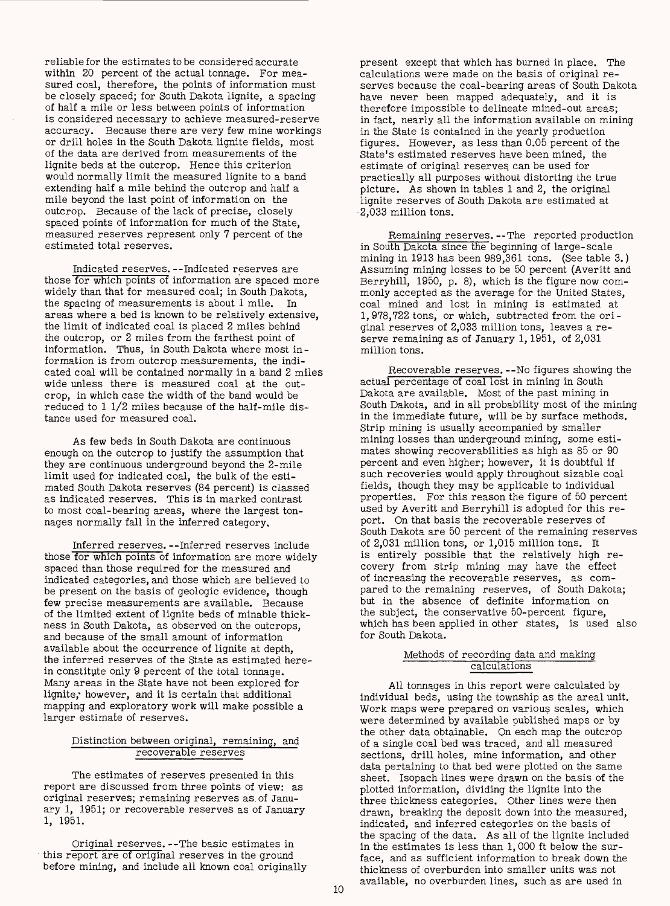reliable for the estimates to be considered accurate within 20 percent of the actual tonnage. For measured coal, therefore, the points of information must be closely spaced; for South Dakota lignite, a spacing of half a mile or less between points of information is considered necessary to achieve measured-reserve accuracy. Because there are very few mine workings or drill holes in the South Dakota lignite fields, most of the data are derived from measurements of the lignite beds at the outcrop. Hence this criterion would normally limit the measured lignite to a band extending half a mile behind the outcrop and half a mile beyond the last point of information on the outcrop. Because of the lack of precise, closely spaced points of information for much of the State, measured reserves represent only 7 percent of the estimated total reserves.

Indicated reserves.--Indicated reserves are those for which points of information are spaced more widely than that for measured coal; in South Dakota, the spacing of measurements is about 1 mile. In areas where a bed is known to be relatively extensive, the limit of indicated coal is placed 2 miles behind the outcrop, or 2 miles from the farthest point of information. Thus, in South Dakota where most information is from outcrop measurements, the indicated coal will be contained normally in a band 2 miles wide unless there is measured coal at the outcrop, in which case the width of the band would be reduced to 1 1/2 miles because of the half-mile distance used for measured coal.

As few beds in South Dakota are continuous enough on the outcrop to justify the assumption that they are continuous underground beyond the 2-mile limit used for indicated coal, the bulk of the estimated South Dakota reserves (84 percent) is classed as indicated reserves. This is in marked contrast to most coal-bearing areas, where the largest tonnages normally fall in the inferred category.

Inferred reserves.--Inferred reserves include those for which points of information are more widely spaced than those required for the measured and indicated categories, and those which are believed to be present on the basis of geologic evidence, though few precise measurements are available. Because of the limited extent of lignite beds of minable thickness in South Dakota, as observed on the outcrops, and because of the small amount of information available about the occurrence of lignite at depth, the inferred reserves of the State as estimated herein constitute only 9 percent of the total tonnage. Many areas in the State have not been explored for lignite; however, and it is certain that additional mapping and exploratory work will make possible a larger estimate of reserves.

### Distinction between original, remaining, and recoverable reserves

The estimates of reserves presented in this report are discussed from three points of view: as original reserves; remaining reserves as of January 1, 1951; or recoverable reserves as of January 1, 1951.

Original reserves.--The basic estimates in this report are of original reserves in the ground before mining, and include all known coal originally present except that which has burned in place. The calculations were made on the basis of original reserves because the coal-bearing areas of South Dakota have never been mapped adequately, and it is therefore impossible to delineate mined-out areas; in fact, nearly all the information available on mining in the State is contained in the yearly production figures. However, as less than 0.05 percent of the State's estimated reserves have been mined, the estimate of original reserves can be used for practically all purposes without distorting the true picture. As shown in tables 1 and 2, the original lignite reserves of South Dakota are estimated at 2,033 million tons.

Remaining reserves.--The reported production in South Dakota since the beginning of large-scale mining in 1913 has been 989,361 tons. (See table 3.) Assuming mining losses to be 50 percent (Averitt and Berryhill, 1950, p. 8), which is the figure now commonly accepted as the average for the United States, coal mined and lost in mining is estimated at 1,978,722 tons, or which, subtracted from the original reserves of 2,033 million tons, leaves a reserve remaining as of January 1, 1951, of 2,031 million tons.

Recoverable reserves.--No figures showing the actual percentage of coal lost in mining in South Dakota are available. Most of the past mining in South Dakota, and in all probability most of the mining in the immediate future, will be by surface methods. Strip mining is usually accompanied by smaller mining losses than underground mining, some estimates showing recoverabilities as high as 85 or 90 percent and even higher; however, it is doubtful if such recoveries would apply throughout sizable coal fields, though they may be applicable to individual properties. For this reason the figure of 50 percent used by Averitt and Berryhill is adopted for this report. On that basis the recoverable reserves of South Dakota are 50 percent of the remaining reserves of 2,031 million tons, or 1,015 million tons. It is entirely possible that the relatively high recovery from strip mining may have the effect of increasing the recoverable reserves, as compared to the remaining reserves, of South Dakota; but in the absence of definite information on the subject, the conservative 50-percent figure, which has been applied in other states, is used also for South Dakota.

### Methods of recording data and making calculations

All tonnages in this report were calculated by individual beds, using the township as the areal unit. Work maps were prepared on various scales, which were determined by available published maps or by the other data obtainable. On each map the outcrop of a single coal bed was traced, and all measured sections, drill holes, mine information, and other data pertaining to that bed were plotted on the same sheet. Isopach lines were drawn on the basis of the plotted information, dividing the lignite into the three thickness categories. Other lines were then drawn, breaking the deposit down into the measured, indicated, and inferred categories on the basis of the spacing of the data. As all of the lignite included in the estimates is less than 1,000 ft below the surface, and as sufficient information to break down the thickness of overburden into smaller units was not available, no overburden lines, such as are used in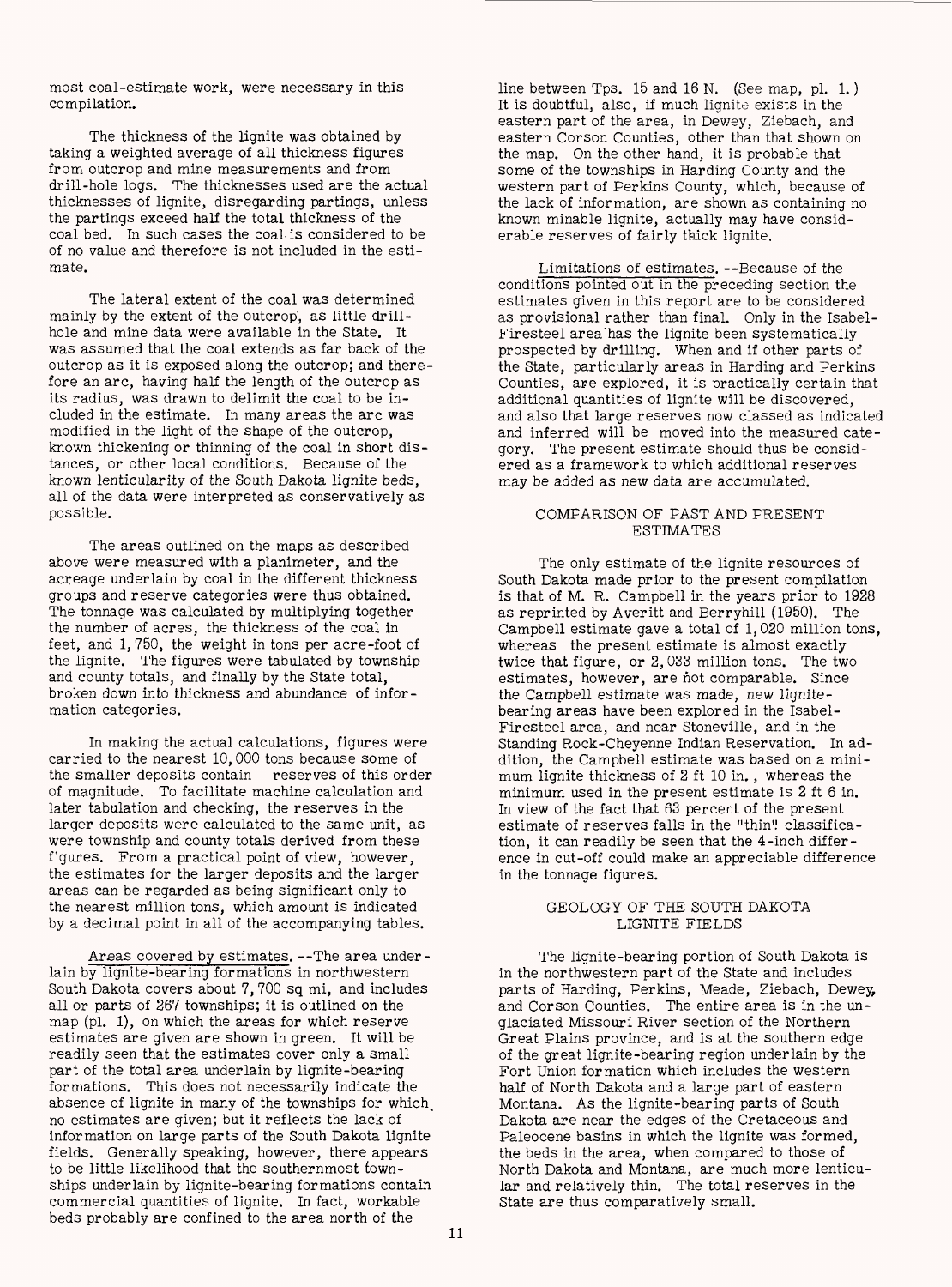most coal-estimate work, were necessary in this compilation.

The thickness of the lignite was obtained by taking a weighted average of all thickness figures from outcrop and mine measurements and from drill-hole logs. The thicknesses used are the actual thicknesses of lignite, disregarding partings, unless the partings exceed half the total thickness of the coal bed. In such cases the coal is considered to be of no value and therefore is not included in the estimate.

The lateral extent of the coal was determined mainly by the extent of the outcrop, as little drill-hole and mine data were available in the State. It was assumed that the coal extends as far back of the outcrop as it is exposed along the outcrop; and therefore an arc, having half the length of the outcrop as its radius, was drawn to delimit the coal to be included in the estimate. In many areas the arc was modified in the light of the shape of the outcrop, known thickening or thinning of the coal in short distances, or other local conditions. Because of the known lenticularity of the South Dakota lignite beds, all of the data were interpreted as conservatively as possible.

The areas outlined on the maps as described above were measured with a planimeter, and the acreage underlain by coal in the different thickness groups and reserve categories were thus obtained. The tonnage was calculated by multiplying together the number of acres, the thickness of the coal in feet, and 1,750, the weight in tons per acre-foot of the lignite. The figures were tabulated by township and county totals, and finally by the State total, broken down into thickness and abundance of information categories.

In making the actual calculations, figures were carried to the nearest 10,000 tons because some of the smaller deposits contain reserves of this order of magnitude. To facilitate machine calculation and later tabulation and checking, the reserves in the larger deposits were calculated to the same unit, as were township and county totals derived from these figures. From a practical point of view, however, the estimates for the larger deposits and the larger areas can be regarded as being significant only to the nearest million tons, which amount is indicated by a decimal point in all of the accompanying tables.

Areas covered by estimates. --The area underlain by lignite-bearing formations in northwestern South Dakota covers about 7,700 sq mi, and includes all or parts of 267 townships; it is outlined on the map (pl. 1), on which the areas for which reserve estimates are given are shown in green. It will be readily seen that the estimates cover only a small part of the total area underlain by lignite-bearing formations. This does not necessarily indicate the absence of lignite in many of the townships for which no estimates are given; but it reflects the lack of information on large parts of the South Dakota lignite fields. Generally speaking, however, there appears to be little likelihood that the southernmost townships underlain by lignite-bearing formations contain commercial quantities of lignite. In fact, workable beds probably are confined to the area north of the line between Tps. 15 and 16 N. (See map, pl. 1.) It is doubtful, also, if much lignite exists in the eastern part of the area, in Dewey, Ziebach, and eastern Corson Counties, other than that shown on the map. On the other hand, it is probable that some of the townships in Harding County and the western part of Perkins County, which, because of the lack of information, are shown as containing no known minable lignite, actually may have considerable reserves of fairly thick lignite.

Limitations of estimates. --Because of the conditions pointed out in the preceding section the estimates given in this report are to be considered as provisional rather than final. Only in the Isabel-Firesteel area has the lignite been systematically prospected by drilling. When and if other parts of the State, particularly areas in Harding and Perkins Counties, are explored, it is practically certain that additional quantities of lignite will be discovered, and also that large reserves now classed as indicated and inferred will be moved into the measured category. The present estimate should thus be considered as a framework to which additional reserves may be added as new data are accumulated.

## COMPARISON OF PAST AND PRESENT ESTIMATES

The only estimate of the lignite resources of South Dakota made prior to the present compilation is that of M. R. Campbell in the years prior to 1928 as reprinted by Averitt and Berryhill (1950). The Campbell estimate gave a total of 1,020 million tons, whereas the present estimate is almost exactly twice that figure, or 2,033 million tons. The two estimates, however, are not comparable. Since the Campbell estimate was made, new lignite-bearing areas have been explored in the Isabel-Firesteel area, and near Stoneville, and in the Standing Rock-Cheyenne Indian Reservation. In addition, the Campbell estimate was based on a minimum lignite thickness of 2 ft 10 in., whereas the minimum used in the present estimate is 2 ft 6 in. In view of the fact that 63 percent of the present estimate of reserves falls in the "thin" classification, it can readily be seen that the 4-inch difference in cut-off could make an appreciable difference in the tonnage figures.

## GEOLOGY OF THE SOUTH DAKOTA LIGNITE FIELDS

The lignite-bearing portion of South Dakota is in the northwestern part of the State and includes parts of Harding, Perkins, Meade, Ziebach, Dewey, and Corson Counties. The entire area is in the unglaciated Missouri River section of the Northern Great Plains province, and is at the southern edge of the great lignite-bearing region underlain by the Fort Union formation which includes the western half of North Dakota and a large part of eastern Montana. As the lignite-bearing parts of South Dakota are near the edges of the Cretaceous and Paleocene basins in which the lignite was formed, the beds in the area, when compared to those of North Dakota and Montana, are much more lenticular and relatively thin. The total reserves in the State are thus comparatively small.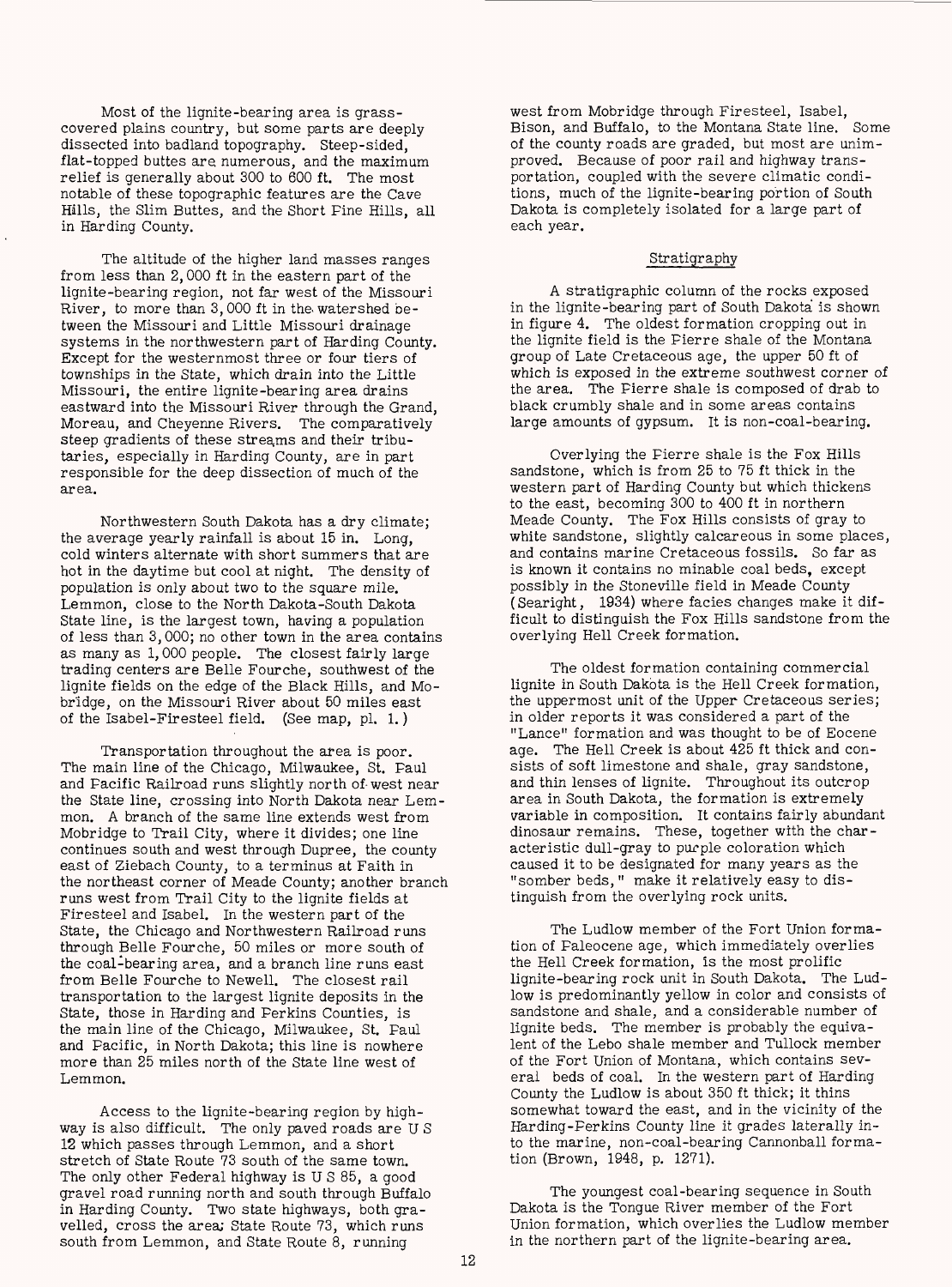Most of the lignite-bearing area is grass-covered plains country, but some parts are deeply dissected into badland topography. Steep-sided, flat-topped buttes are numerous, and the maximum relief is generally about 300 to 600 ft. The most notable of these topographic features are the Cave Hills, the Slim Buttes, and the Short Pine Hills, all in Harding County.

The altitude of the higher land masses ranges from less than 2,000 ft in the eastern part of the lignite-bearing region, not far west of the Missouri River, to more than 3,000 ft in the watershed between the Missouri and Little Missouri drainage systems in the northwestern part of Harding County. Except for the westernmost three or four tiers of townships in the State, which drain into the Little Missouri, the entire lignite-bearing area drains eastward into the Missouri River through the Grand, Moreau, and Cheyenne Rivers. The comparatively steep gradients of these streams and their tributaries, especially in Harding County, are in part responsible for the deep dissection of much of the area.

Northwestern South Dakota has a dry climate; the average yearly rainfall is about 15 in. Long, cold winters alternate with short summers that are hot in the daytime but cool at night. The density of population is only about two to the square mile. Lemmon, close to the North Dakota-South Dakota State line, is the largest town, having a population of less than 3,000; no other town in the area contains as many as 1,000 people. The closest fairly large trading centers are Belle Fourche, southwest of the lignite fields on the edge of the Black Hills, and Mobridge, on the Missouri River about 50 miles east of the Isabel-Firesteel field. (See map, pl. 1.)

Transportation throughout the area is poor. The main line of the Chicago, Milwaukee, St. Paul and Pacific Railroad runs slightly north of west near the State line, crossing into North Dakota near Lemmon. A branch of the same line extends west from Mobridge to Trail City, where it divides; one line continues south and west through Dupree, the county east of Ziebach County, to a terminus at Faith in the northeast corner of Meade County; another branch runs west from Trail City to the lignite fields at Firesteel and Isabel. In the western part of the State, the Chicago and Northwestern Railroad runs through Belle Fourche, 50 miles or more south of the coal-bearing area, and a branch line runs east from Belle Fourche to Newell. The closest rail transportation to the largest lignite deposits in the State, those in Harding and Perkins Counties, is the main line of the Chicago, Milwaukee, St. Paul and Pacific, in North Dakota; this line is nowhere more than 25 miles north of the State line west of Lemmon.

Access to the lignite-bearing region by highway is also difficult. The only paved roads are U S 12 which passes through Lemmon, and a short stretch of State Route 73 south of the same town. The only other Federal highway is U S 85, a good gravel road running north and south through Buffalo in Harding County. Two state highways, both gravelled, cross the area; State Route 73, which runs south from Lemmon, and State Route 8, running west from Mobridge through Firesteel, Isabel, Bison, and Buffalo, to the Montana State line. Some of the county roads are graded, but most are unimproved. Because of poor rail and highway transportation, coupled with the severe climatic conditions, much of the lignite-bearing portion of South Dakota is completely isolated for a large part of each year.

## Stratigraphy

A stratigraphic column of the rocks exposed in the lignite-bearing part of South Dakota is shown in figure 4. The oldest formation cropping out in the lignite field is the Pierre shale of the Montana group of Late Cretaceous age, the upper 50 ft of which is exposed in the extreme southwest corner of the area. The Pierre shale is composed of drab to black crumbly shale and in some areas contains large amounts of gypsum. It is non-coal-bearing.

Overlying the Pierre shale is the Fox Hills sandstone, which is from 25 to 75 ft thick in the western part of Harding County but which thickens to the east, becoming 300 to 400 ft in northern Meade County. The Fox Hills consists of gray to white sandstone, slightly calcareous in some places, and contains marine Cretaceous fossils. So far as is known it contains no minable coal beds, except possibly in the Stoneville field in Meade County (Searight, 1934) where facies changes make it difficult to distinguish the Fox Hills sandstone from the overlying Hell Creek formation.

The oldest formation containing commercial lignite in South Dakota is the Hell Creek formation, the uppermost unit of the Upper Cretaceous series; in older reports it was considered a part of the "Lance" formation and was thought to be of Eocene age. The Hell Creek is about 425 ft thick and consists of soft limestone and shale, gray sandstone, and thin lenses of lignite. Throughout its outcrop area in South Dakota, the formation is extremely variable in composition. It contains fairly abundant dinosaur remains. These, together with the characteristic dull-gray to purple coloration which caused it to be designated for many years as the "somber beds," make it relatively easy to distinguish from the overlying rock units.

The Ludlow member of the Fort Union formation of Paleocene age, which immediately overlies the Hell Creek formation, is the most prolific lignite-bearing rock unit in South Dakota. The Ludlow is predominantly yellow in color and consists of sandstone and shale, and a considerable number of lignite beds. The member is probably the equivalent of the Lebo shale member and Tullock member of the Fort Union of Montana, which contains several beds of coal. In the western part of Harding County the Ludlow is about 350 ft thick; it thins somewhat toward the east, and in the vicinity of the Harding-Perkins County line it grades laterally into the marine, non-coal-bearing Cannonball formation (Brown, 1948, p. 1271).

The youngest coal-bearing sequence in South Dakota is the Tongue River member of the Fort Union formation, which overlies the Ludlow member in the northern part of the lignite-bearing area.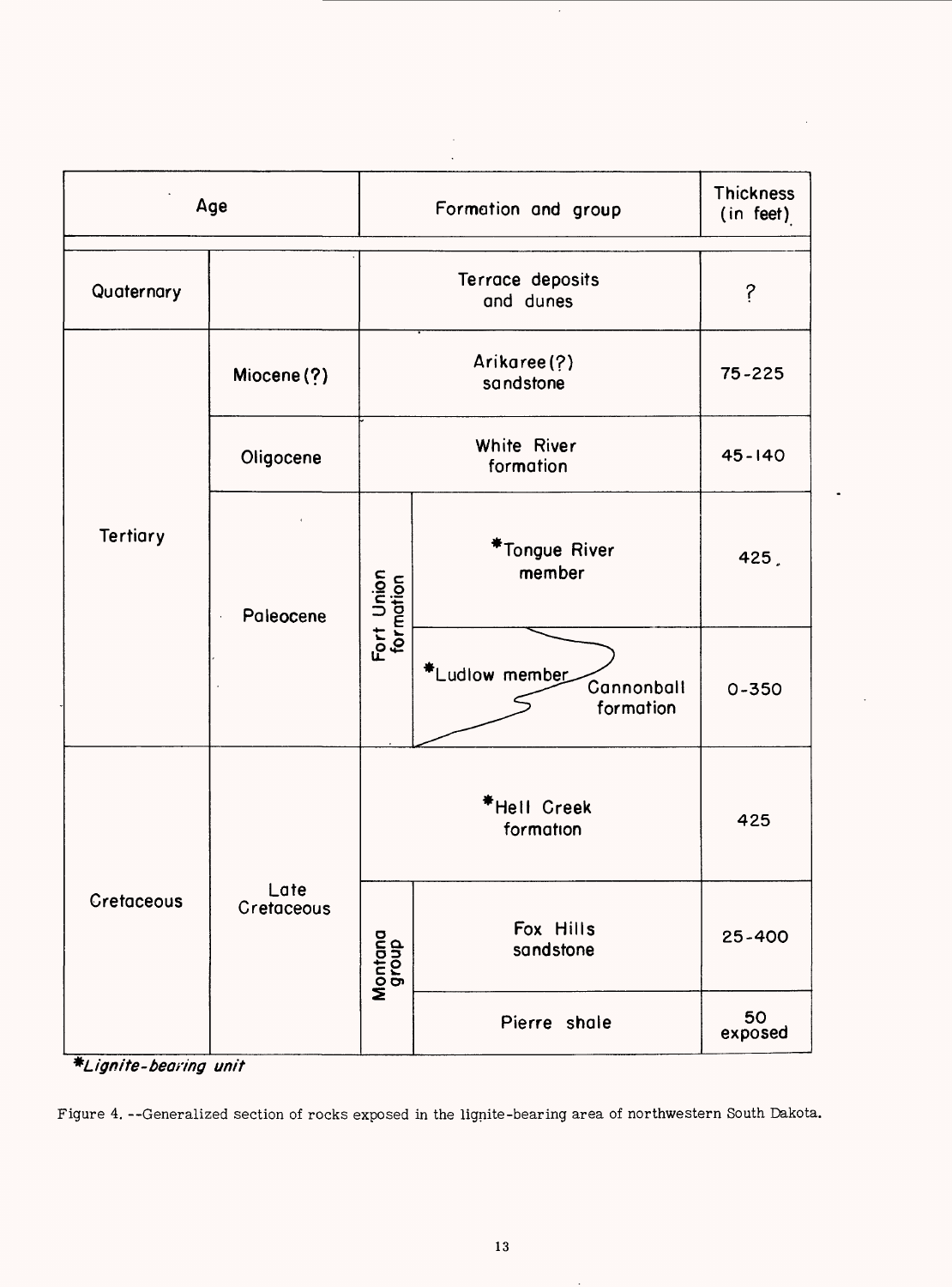| Age | | Formation and group | | Thickness (in feet) |
|---|---|---|---|---|
| Quaternary | | Terrace deposits and dunes | | ? |
| Tertiary | Miocene (?) | Arikaree (?) sandstone | | 75-225 |
| | Oligocene | White River formation | | 45-140 |
| | Paleocene | Fort Union formation | *Tongue River member | 425 |
| | | | *Ludlow member / Cannonball formation | 0-350 |
| Cretaceous | Late Cretaceous | *Hell Creek formation | | 425 |
| | | Montana group | Fox Hills sandstone | 25-400 |
| | | | Pierre shale | 50 exposed |

**Lignite-bearing unit*

Figure 4. --Generalized section of rocks exposed in the lignite-bearing area of northwestern South Dakota.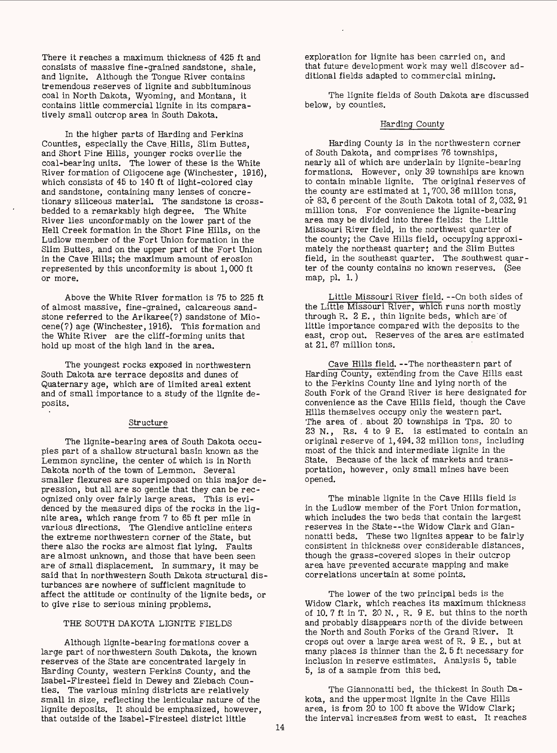There it reaches a maximum thickness of 425 ft and consists of massive fine-grained sandstone, shale, and lignite. Although the Tongue River contains tremendous reserves of lignite and subbituminous coal in North Dakota, Wyoming, and Montana, it contains little commercial lignite in its comparatively small outcrop area in South Dakota.

In the higher parts of Harding and Perkins Counties, especially the Cave Hills, Slim Buttes, and Short Pine Hills, younger rocks overlie the coal-bearing units. The lower of these is the White River formation of Oligocene age (Winchester, 1916), which consists of 45 to 140 ft of light-colored clay and sandstone, containing many lenses of concretionary siliceous material. The sandstone is cross-bedded to a remarkably high degree. The White River lies unconformably on the lower part of the Hell Creek formation in the Short Pine Hills, on the Ludlow member of the Fort Union formation in the Slim Buttes, and on the upper part of the Fort Union in the Cave Hills; the maximum amount of erosion represented by this unconformity is about 1,000 ft or more.

Above the White River formation is 75 to 225 ft of almost massive, fine-grained, calcareous sandstone referred to the Arikaree(?) sandstone of Miocene(?) age (Winchester, 1916). This formation and the White River are the cliff-forming units that hold up most of the high land in the area.

The youngest rocks exposed in northwestern South Dakota are terrace deposits and dunes of Quaternary age, which are of limited areal extent and of small importance to a study of the lignite deposits.

## Structure

The lignite-bearing area of South Dakota occupies part of a shallow structural basin known as the Lemmon syncline, the center of which is in North Dakota north of the town of Lemmon. Several smaller flexures are superimposed on this major depression, but all are so gentle that they can be recognized only over fairly large areas. This is evidenced by the measured dips of the rocks in the lignite area, which range from 7 to 65 ft per mile in various directions. The Glendive anticline enters the extreme northwestern corner of the State, but there also the rocks are almost flat lying. Faults are almost unknown, and those that have been seen are of small displacement. In summary, it may be said that in northwestern South Dakota structural disturbances are nowhere of sufficient magnitude to affect the attitude or continuity of the lignite beds, or to give rise to serious mining problems.

## THE SOUTH DAKOTA LIGNITE FIELDS

Although lignite-bearing formations cover a large part of northwestern South Dakota, the known reserves of the State are concentrated largely in Harding County, western Perkins County, and the Isabel-Firesteel field in Dewey and Ziebach Counties. The various mining districts are relatively small in size, reflecting the lenticular nature of the lignite deposits. It should be emphasized, however, that outside of the Isabel-Firesteel district little exploration for lignite has been carried on, and that future development work may well discover additional fields adapted to commercial mining.

The lignite fields of South Dakota are discussed below, by counties.

### Harding County

Harding County is in the northwestern corner of South Dakota, and comprises 76 townships, nearly all of which are underlain by lignite-bearing formations. However, only 39 townships are known to contain minable lignite. The original reserves of the county are estimated at 1,700.36 million tons, or 83.6 percent of the South Dakota total of 2,032.91 million tons. For convenience the lignite-bearing area may be divided into three fields: the Little Missouri River field, in the northwest quarter of the county; the Cave Hills field, occupying approximately the northeast quarter; and the Slim Buttes field, in the southeast quarter. The southwest quarter of the county contains no known reserves. (See map, pl. 1.)

Little Missouri River field.--On both sides of the Little Missouri River, which runs north mostly through R. 2 E., thin lignite beds, which are of little importance compared with the deposits to the east, crop out. Reserves of the area are estimated at 21.67 million tons.

Cave Hills field.--The northeastern part of Harding County, extending from the Cave Hills east to the Perkins County line and lying north of the South Fork of the Grand River is here designated for convenience as the Cave Hills field, though the Cave Hills themselves occupy only the western part. The area of about 20 townships in Tps. 20 to 23 N., Rs. 4 to 9 E. is estimated to contain an original reserve of 1,494.32 million tons, including most of the thick and intermediate lignite in the State. Because of the lack of markets and transportation, however, only small mines have been opened.

The minable lignite in the Cave Hills field is in the Ludlow member of the Fort Union formation, which includes the two beds that contain the largest reserves in the State--the Widow Clark and Giannonatti beds. These two lignites appear to be fairly consistent in thickness over considerable distances, though the grass-covered slopes in their outcrop area have prevented accurate mapping and make correlations uncertain at some points.

The lower of the two principal beds is the Widow Clark, which reaches its maximum thickness of 10.7 ft in T. 20 N., R. 9 E. but thins to the north and probably disappears north of the divide between the North and South Forks of the Grand River. It crops out over a large area west of R. 9 E., but at many places is thinner than the 2.5 ft necessary for inclusion in reserve estimates. Analysis 5, table 5, is of a sample from this bed.

The Giannonatti bed, the thickest in South Dakota, and the uppermost lignite in the Cave Hills area, is from 20 to 100 ft above the Widow Clark; the interval increases from west to east. It reaches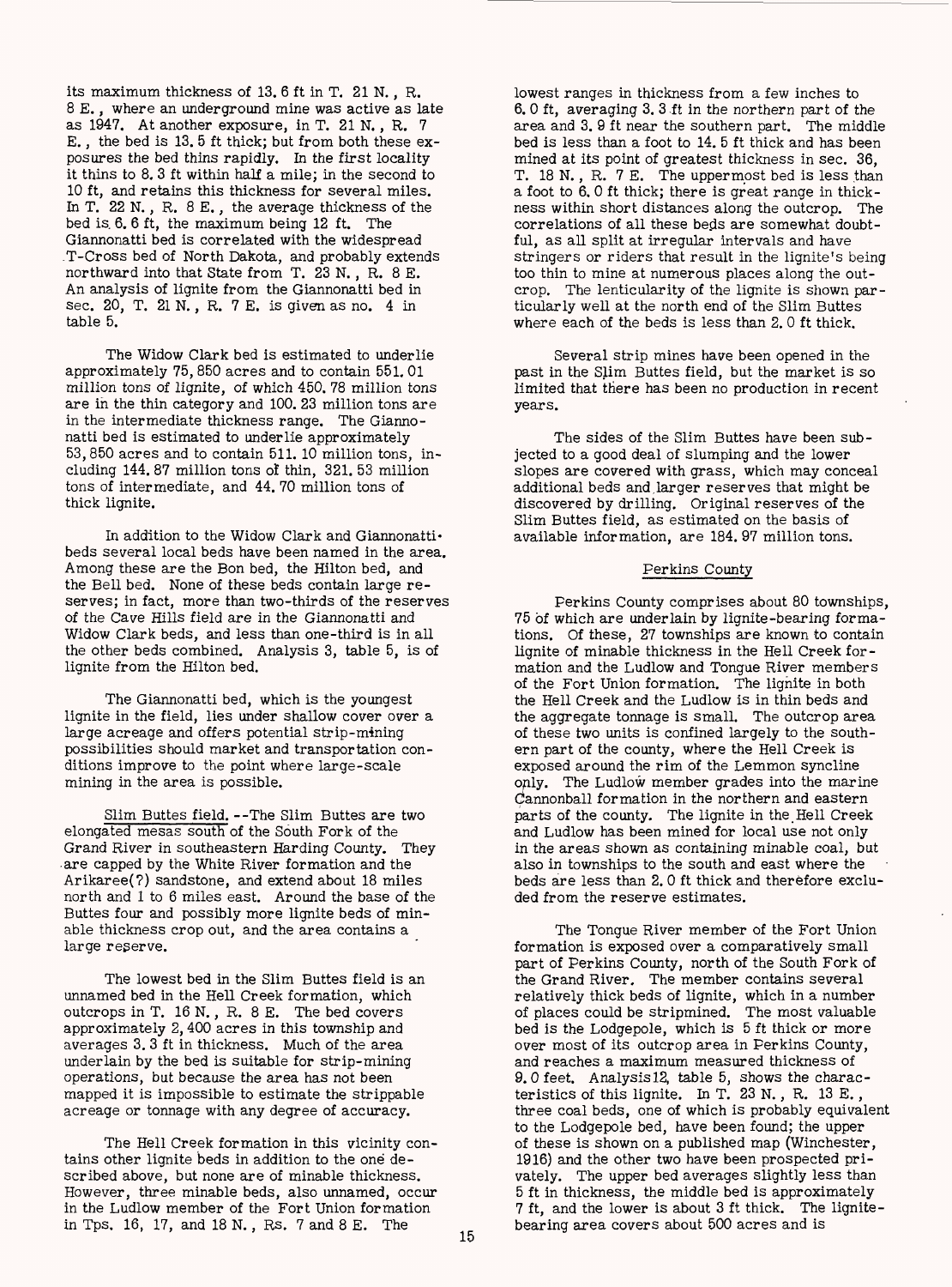its maximum thickness of 13.6 ft in T. 21 N., R. 8 E., where an underground mine was active as late as 1947. At another exposure, in T. 21 N., R. 7 E., the bed is 13.5 ft thick; but from both these exposures the bed thins rapidly. In the first locality it thins to 8.3 ft within half a mile; in the second to 10 ft, and retains this thickness for several miles. In T. 22 N., R. 8 E., the average thickness of the bed is 6.6 ft, the maximum being 12 ft. The Giannonatti bed is correlated with the widespread T-Cross bed of North Dakota, and probably extends northward into that State from T. 23 N., R. 8 E. An analysis of lignite from the Giannonatti bed in sec. 20, T. 21 N., R. 7 E. is given as no. 4 in table 5.

The Widow Clark bed is estimated to underlie approximately 75,850 acres and to contain 551.01 million tons of lignite, of which 450.78 million tons are in the thin category and 100.23 million tons are in the intermediate thickness range. The Giannonatti bed is estimated to underlie approximately 53,850 acres and to contain 511.10 million tons, including 144.87 million tons of thin, 321.53 million tons of intermediate, and 44.70 million tons of thick lignite.

In addition to the Widow Clark and Giannonatti beds several local beds have been named in the area. Among these are the Bon bed, the Hilton bed, and the Bell bed. None of these beds contain large reserves; in fact, more than two-thirds of the reserves of the Cave Hills field are in the Giannonatti and Widow Clark beds, and less than one-third is in all the other beds combined. Analysis 3, table 5, is of lignite from the Hilton bed.

The Giannonatti bed, which is the youngest lignite in the field, lies under shallow cover over a large acreage and offers potential strip-mining possibilities should market and transportation conditions improve to the point where large-scale mining in the area is possible.

Slim Buttes field.--The Slim Buttes are two elongated mesas south of the South Fork of the Grand River in southeastern Harding County. They are capped by the White River formation and the Arikaree(?) sandstone, and extend about 18 miles north and 1 to 6 miles east. Around the base of the Buttes four and possibly more lignite beds of minable thickness crop out, and the area contains a large reserve.

The lowest bed in the Slim Buttes field is an unnamed bed in the Hell Creek formation, which outcrops in T. 16 N., R. 8 E. The bed covers approximately 2,400 acres in this township and averages 3.3 ft in thickness. Much of the area underlain by the bed is suitable for strip-mining operations, but because the area has not been mapped it is impossible to estimate the strippable acreage or tonnage with any degree of accuracy.

The Hell Creek formation in this vicinity contains other lignite beds in addition to the one described above, but none are of minable thickness. However, three minable beds, also unnamed, occur in the Ludlow member of the Fort Union formation in Tps. 16, 17, and 18 N., Rs. 7 and 8 E. The lowest ranges in thickness from a few inches to 6.0 ft, averaging 3.3 ft in the northern part of the area and 3.9 ft near the southern part. The middle bed is less than a foot to 14.5 ft thick and has been mined at its point of greatest thickness in sec. 36, T. 18 N., R. 7 E. The uppermost bed is less than a foot to 6.0 ft thick; there is great range in thickness within short distances along the outcrop. The correlations of all these beds are somewhat doubtful, as all split at irregular intervals and have stringers or riders that result in the lignite's being too thin to mine at numerous places along the outcrop. The lenticularity of the lignite is shown particularly well at the north end of the Slim Buttes where each of the beds is less than 2.0 ft thick.

Several strip mines have been opened in the past in the Slim Buttes field, but the market is so limited that there has been no production in recent years.

The sides of the Slim Buttes have been subjected to a good deal of slumping and the lower slopes are covered with grass, which may conceal additional beds and larger reserves that might be discovered by drilling. Original reserves of the Slim Buttes field, as estimated on the basis of available information, are 184.97 million tons.

### Perkins County

Perkins County comprises about 80 townships, 75 of which are underlain by lignite-bearing formations. Of these, 27 townships are known to contain lignite of minable thickness in the Hell Creek formation and the Ludlow and Tongue River members of the Fort Union formation. The lignite in both the Hell Creek and the Ludlow is in thin beds and the aggregate tonnage is small. The outcrop area of these two units is confined largely to the southern part of the county, where the Hell Creek is exposed around the rim of the Lemmon syncline only. The Ludlow member grades into the marine Cannonball formation in the northern and eastern parts of the county. The lignite in the Hell Creek and Ludlow has been mined for local use not only in the areas shown as containing minable coal, but also in townships to the south and east where the beds are less than 2.0 ft thick and therefore excluded from the reserve estimates.

The Tongue River member of the Fort Union formation is exposed over a comparatively small part of Perkins County, north of the South Fork of the Grand River. The member contains several relatively thick beds of lignite, which in a number of places could be stripmined. The most valuable bed is the Lodgepole, which is 5 ft thick or more over most of its outcrop area in Perkins County, and reaches a maximum measured thickness of 9.0 feet. Analysis 12, table 5, shows the characteristics of this lignite. In T. 23 N., R. 13 E., three coal beds, one of which is probably equivalent to the Lodgepole bed, have been found; the upper of these is shown on a published map (Winchester, 1916) and the other two have been prospected privately. The upper bed averages slightly less than 5 ft in thickness, the middle bed is approximately 7 ft, and the lower is about 3 ft thick. The lignite-bearing area covers about 500 acres and is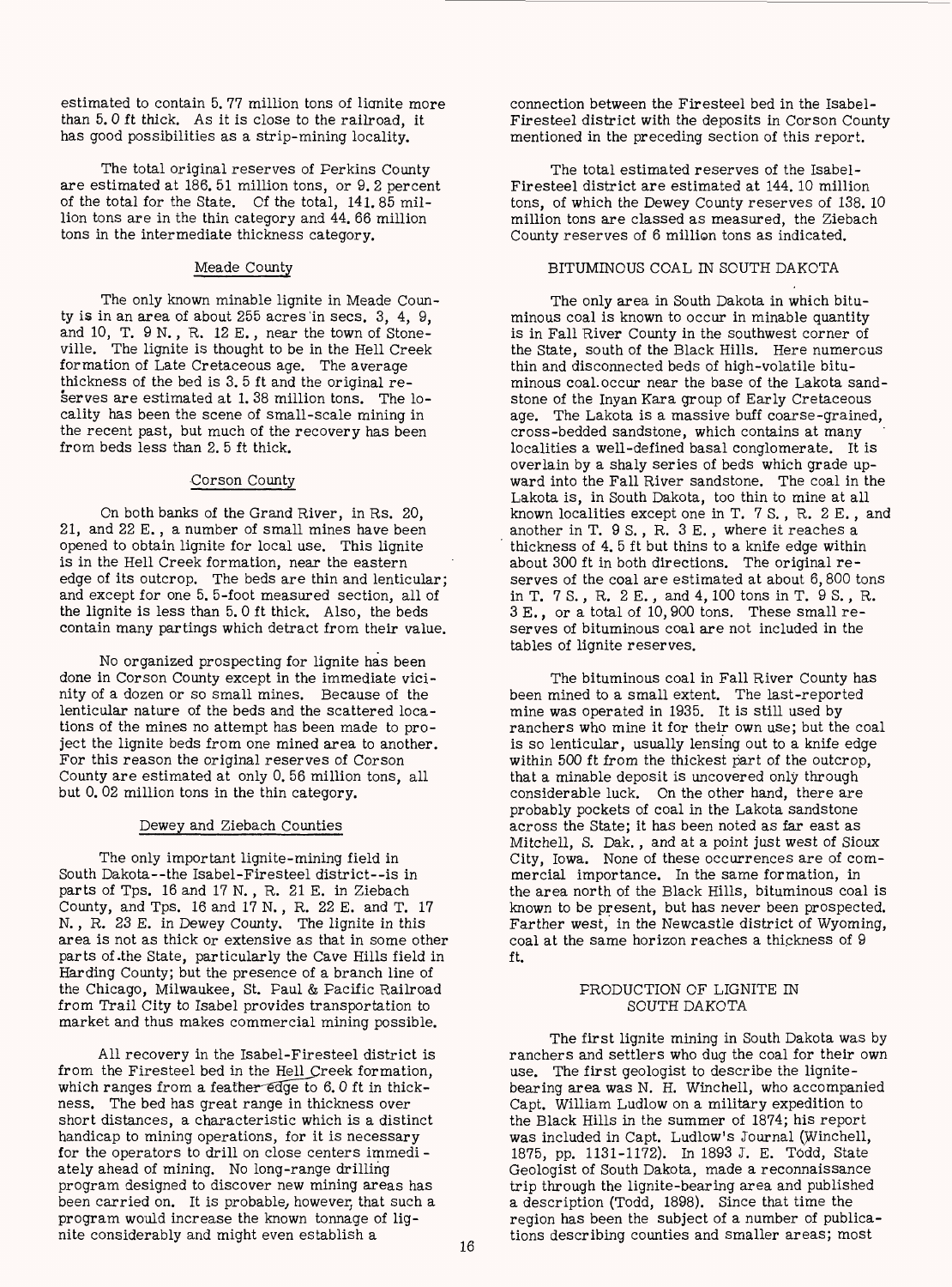estimated to contain 5.77 million tons of lignite more than 5.0 ft thick. As it is close to the railroad, it has good possibilities as a strip-mining locality.

The total original reserves of Perkins County are estimated at 186.51 million tons, or 9.2 percent of the total for the State. Of the total, 141.85 million tons are in the thin category and 44.66 million tons in the intermediate thickness category.

### Meade County

The only known minable lignite in Meade County is in an area of about 255 acres in secs. 3, 4, 9, and 10, T. 9 N., R. 12 E., near the town of Stoneville. The lignite is thought to be in the Hell Creek formation of Late Cretaceous age. The average thickness of the bed is 3.5 ft and the original reserves are estimated at 1.38 million tons. The locality has been the scene of small-scale mining in the recent past, but much of the recovery has been from beds less than 2.5 ft thick.

### Corson County

On both banks of the Grand River, in Rs. 20, 21, and 22 E., a number of small mines have been opened to obtain lignite for local use. This lignite is in the Hell Creek formation, near the eastern edge of its outcrop. The beds are thin and lenticular; and except for one 5.5-foot measured section, all of the lignite is less than 5.0 ft thick. Also, the beds contain many partings which detract from their value.

No organized prospecting for lignite has been done in Corson County except in the immediate vicinity of a dozen or so small mines. Because of the lenticular nature of the beds and the scattered locations of the mines no attempt has been made to project the lignite beds from one mined area to another. For this reason the original reserves of Corson County are estimated at only 0.56 million tons, all but 0.02 million tons in the thin category.

### Dewey and Ziebach Counties

The only important lignite-mining field in South Dakota--the Isabel-Firesteel district--is in parts of Tps. 16 and 17 N., R. 21 E. in Ziebach County, and Tps. 16 and 17 N., R. 22 E. and T. 17 N., R. 23 E. in Dewey County. The lignite in this area is not as thick or extensive as that in some other parts of the State, particularly the Cave Hills field in Harding County; but the presence of a branch line of the Chicago, Milwaukee, St. Paul & Pacific Railroad from Trail City to Isabel provides transportation to market and thus makes commercial mining possible.

All recovery in the Isabel-Firesteel district is from the Firesteel bed in the Hell Creek formation, which ranges from a feather edge to 6.0 ft in thickness. The bed has great range in thickness over short distances, a characteristic which is a distinct handicap to mining operations, for it is necessary for the operators to drill on close centers immediately ahead of mining. No long-range drilling program designed to discover new mining areas has been carried on. It is probable, however, that such a program would increase the known tonnage of lignite considerably and might even establish a connection between the Firesteel bed in the Isabel-Firesteel district with the deposits in Corson County mentioned in the preceding section of this report.

The total estimated reserves of the Isabel-Firesteel district are estimated at 144.10 million tons, of which the Dewey County reserves of 138.10 million tons are classed as measured, the Ziebach County reserves of 6 million tons as indicated.

## BITUMINOUS COAL IN SOUTH DAKOTA

The only area in South Dakota in which bituminous coal is known to occur in minable quantity is in Fall River County in the southwest corner of the State, south of the Black Hills. Here numerous thin and disconnected beds of high-volatile bituminous coal occur near the base of the Lakota sandstone of the Inyan Kara group of Early Cretaceous age. The Lakota is a massive buff coarse-grained, cross-bedded sandstone, which contains at many localities a well-defined basal conglomerate. It is overlain by a shaly series of beds which grade upward into the Fall River sandstone. The coal in the Lakota is, in South Dakota, too thin to mine at all known localities except one in T. 7 S., R. 2 E., and another in T. 9 S., R. 3 E., where it reaches a thickness of 4.5 ft but thins to a knife edge within about 300 ft in both directions. The original reserves of the coal are estimated at about 6,800 tons in T. 7 S., R. 2 E., and 4,100 tons in T. 9 S., R. 3 E., or a total of 10,900 tons. These small reserves of bituminous coal are not included in the tables of lignite reserves.

The bituminous coal in Fall River County has been mined to a small extent. The last-reported mine was operated in 1935. It is still used by ranchers who mine it for their own use; but the coal is so lenticular, usually lensing out to a knife edge within 500 ft from the thickest part of the outcrop, that a minable deposit is uncovered only through considerable luck. On the other hand, there are probably pockets of coal in the Lakota sandstone across the State; it has been noted as far east as Mitchell, S. Dak., and at a point just west of Sioux City, Iowa. None of these occurrences are of commercial importance. In the same formation, in the area north of the Black Hills, bituminous coal is known to be present, but has never been prospected. Farther west, in the Newcastle district of Wyoming, coal at the same horizon reaches a thickness of 9 ft.

## PRODUCTION OF LIGNITE IN SOUTH DAKOTA

The first lignite mining in South Dakota was by ranchers and settlers who dug the coal for their own use. The first geologist to describe the lignite-bearing area was N. H. Winchell, who accompanied Capt. William Ludlow on a military expedition to the Black Hills in the summer of 1874; his report was included in Capt. Ludlow's Journal (Winchell, 1875, pp. 1131-1172). In 1893 J. E. Todd, State Geologist of South Dakota, made a reconnaissance trip through the lignite-bearing area and published a description (Todd, 1898). Since that time the region has been the subject of a number of publications describing counties and smaller areas; most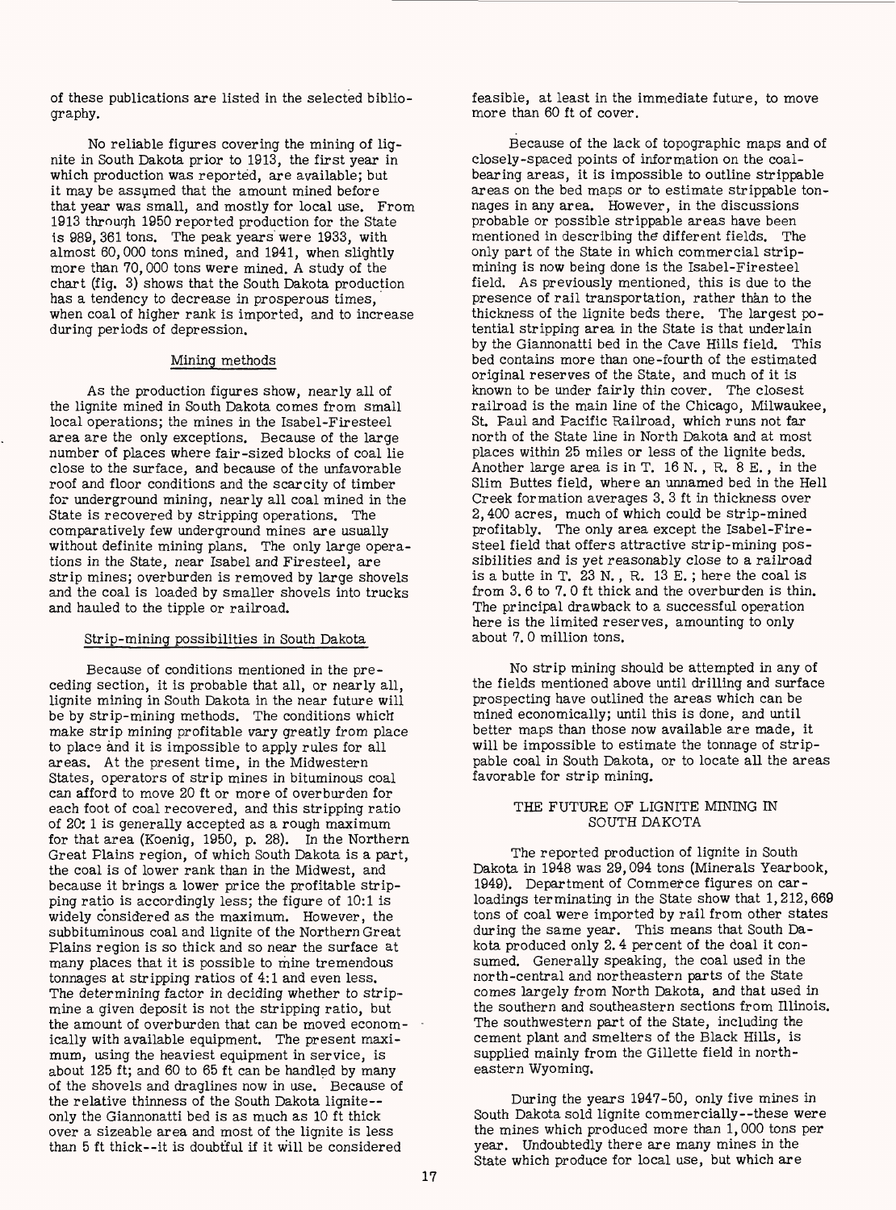of these publications are listed in the selected bibliography.

No reliable figures covering the mining of lignite in South Dakota prior to 1913, the first year in which production was reported, are available; but it may be assumed that the amount mined before that year was small, and mostly for local use. From 1913 through 1950 reported production for the State is 989,361 tons. The peak years were 1933, with almost 60,000 tons mined, and 1941, when slightly more than 70,000 tons were mined. A study of the chart (fig. 3) shows that the South Dakota production has a tendency to decrease in prosperous times, when coal of higher rank is imported, and to increase during periods of depression.

### Mining methods

As the production figures show, nearly all of the lignite mined in South Dakota comes from small local operations; the mines in the Isabel-Firesteel area are the only exceptions. Because of the large number of places where fair-sized blocks of coal lie close to the surface, and because of the unfavorable roof and floor conditions and the scarcity of timber for underground mining, nearly all coal mined in the State is recovered by stripping operations. The comparatively few underground mines are usually without definite mining plans. The only large operations in the State, near Isabel and Firesteel, are strip mines; overburden is removed by large shovels and the coal is loaded by smaller shovels into trucks and hauled to the tipple or railroad.

### Strip-mining possibilities in South Dakota

Because of conditions mentioned in the preceding section, it is probable that all, or nearly all, lignite mining in South Dakota in the near future will be by strip-mining methods. The conditions which make strip mining profitable vary greatly from place to place and it is impossible to apply rules for all areas. At the present time, in the Midwestern States, operators of strip mines in bituminous coal can afford to move 20 ft or more of overburden for each foot of coal recovered, and this stripping ratio of 20:1 is generally accepted as a rough maximum for that area (Koenig, 1950, p. 28). In the Northern Great Plains region, of which South Dakota is a part, the coal is of lower rank than in the Midwest, and because it brings a lower price the profitable stripping ratio is accordingly less; the figure of 10:1 is widely considered as the maximum. However, the subbituminous coal and lignite of the Northern Great Plains region is so thick and so near the surface at many places that it is possible to mine tremendous tonnages at stripping ratios of 4:1 and even less. The determining factor in deciding whether to strip-mine a given deposit is not the stripping ratio, but the amount of overburden that can be moved economically with available equipment. The present maximum, using the heaviest equipment in service, is about 125 ft; and 60 to 65 ft can be handled by many of the shovels and draglines now in use. Because of the relative thinness of the South Dakota lignite--only the Giannonatti bed is as much as 10 ft thick over a sizeable area and most of the lignite is less than 5 ft thick--it is doubtful if it will be considered feasible, at least in the immediate future, to move more than 60 ft of cover.

Because of the lack of topographic maps and of closely-spaced points of information on the coal-bearing areas, it is impossible to outline strippable areas on the bed maps or to estimate strippable tonnages in any area. However, in the discussions probable or possible strippable areas have been mentioned in describing the different fields. The only part of the State in which commercial strip-mining is now being done is the Isabel-Firesteel field. As previously mentioned, this is due to the presence of rail transportation, rather than to the thickness of the lignite beds there. The largest potential stripping area in the State is that underlain by the Giannonatti bed in the Cave Hills field. This bed contains more than one-fourth of the estimated original reserves of the State, and much of it is known to be under fairly thin cover. The closest railroad is the main line of the Chicago, Milwaukee, St. Paul and Pacific Railroad, which runs not far north of the State line in North Dakota and at most places within 25 miles or less of the lignite beds. Another large area is in T. 16 N., R. 8 E., in the Slim Buttes field, where an unnamed bed in the Hell Creek formation averages 3.3 ft in thickness over 2,400 acres, much of which could be strip-mined profitably. The only area except the Isabel-Firesteel field that offers attractive strip-mining possibilities and is yet reasonably close to a railroad is a butte in T. 23 N., R. 13 E.; here the coal is from 3.6 to 7.0 ft thick and the overburden is thin. The principal drawback to a successful operation here is the limited reserves, amounting to only about 7.0 million tons.

No strip mining should be attempted in any of the fields mentioned above until drilling and surface prospecting have outlined the areas which can be mined economically; until this is done, and until better maps than those now available are made, it will be impossible to estimate the tonnage of strippable coal in South Dakota, or to locate all the areas favorable for strip mining.

## THE FUTURE OF LIGNITE MINING IN SOUTH DAKOTA

The reported production of lignite in South Dakota in 1948 was 29,094 tons (Minerals Yearbook, 1949). Department of Commerce figures on carloadings terminating in the State show that 1,212,669 tons of coal were imported by rail from other states during the same year. This means that South Dakota produced only 2.4 percent of the coal it consumed. Generally speaking, the coal used in the north-central and northeastern parts of the State comes largely from North Dakota, and that used in the southern and southeastern sections from Illinois. The southwestern part of the State, including the cement plant and smelters of the Black Hills, is supplied mainly from the Gillette field in northeastern Wyoming.

During the years 1947-50, only five mines in South Dakota sold lignite commercially--these were the mines which produced more than 1,000 tons per year. Undoubtedly there are many mines in the State which produce for local use, but which are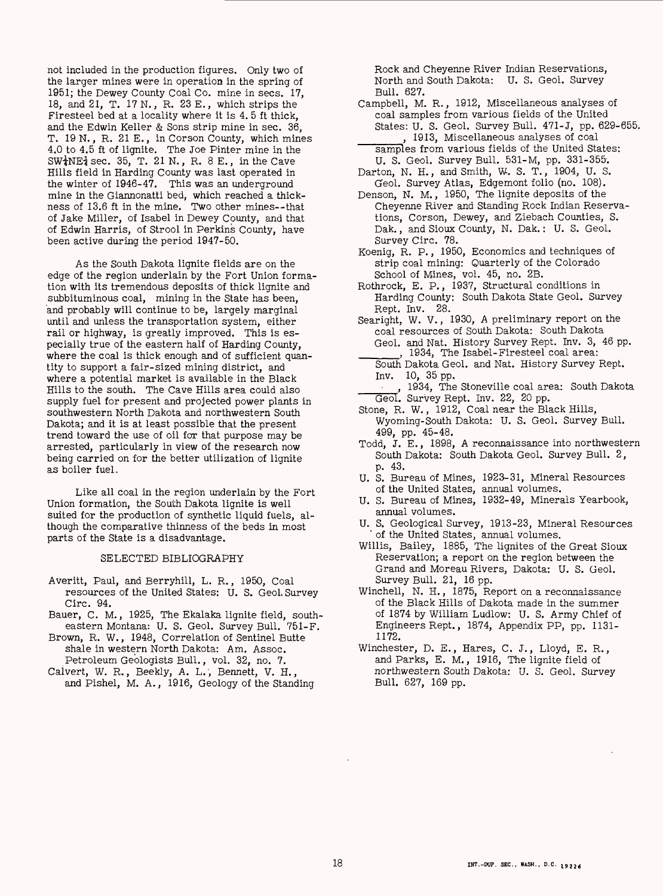not included in the production figures. Only two of the larger mines were in operation in the spring of 1951; the Dewey County Coal Co. mine in secs. 17, 18, and 21, T. 17 N., R. 23 E., which strips the Firesteel bed at a locality where it is 4.5 ft thick, and the Edwin Keller & Sons strip mine in sec. 36, T. 19 N., R. 21 E., in Corson County, which mines 4.0 to 4.5 ft of lignite. The Joe Pinter mine in the SW¼NE¼ sec. 35, T. 21 N., R. 8 E., in the Cave Hills field in Harding County was last operated in the winter of 1946-47. This was an underground mine in the Giannonatti bed, which reached a thickness of 13.6 ft in the mine. Two other mines--that of Jake Miller, of Isabel in Dewey County, and that of Edwin Harris, of Strool in Perkins County, have been active during the period 1947-50.

As the South Dakota lignite fields are on the edge of the region underlain by the Fort Union formation with its tremendous deposits of thick lignite and subbituminous coal, mining in the State has been, and probably will continue to be, largely marginal until and unless the transportation system, either rail or highway, is greatly improved. This is especially true of the eastern half of Harding County, where the coal is thick enough and of sufficient quantity to support a fair-sized mining district, and where a potential market is available in the Black Hills to the south. The Cave Hills area could also supply fuel for present and projected power plants in southwestern North Dakota and northwestern South Dakota; and it is at least possible that the present trend toward the use of oil for that purpose may be arrested, particularly in view of the research now being carried on for the better utilization of lignite as boiler fuel.

Like all coal in the region underlain by the Fort Union formation, the South Dakota lignite is well suited for the production of synthetic liquid fuels, although the comparative thinness of the beds in most parts of the State is a disadvantage.

## SELECTED BIBLIOGRAPHY

Averitt, Paul, and Berryhill, L. R., 1950, Coal resources of the United States: U. S. Geol. Survey Circ. 94.

Bauer, C. M., 1925, The Ekalaka lignite field, southeastern Montana: U. S. Geol. Survey Bull. 751-F.

Brown, R. W., 1948, Correlation of Sentinel Butte shale in western North Dakota: Am. Assoc. Petroleum Geologists Bull., vol. 32, no. 7.

Calvert, W. R., Beekly, A. L., Bennett, V. H., and Pishel, M. A., 1916, Geology of the Standing Rock and Cheyenne River Indian Reservations, North and South Dakota: U. S. Geol. Survey Bull. 627.

Campbell, M. R., 1912, Miscellaneous analyses of coal samples from various fields of the United States: U. S. Geol. Survey Bull. 471-J, pp. 629-655.

\_\_\_\_\_\_, 1913, Miscellaneous analyses of coal samples from various fields of the United States: U. S. Geol. Survey Bull. 531-M, pp. 331-355.

Darton, N. H., and Smith, W. S. T., 1904, U. S. Geol. Survey Atlas, Edgemont folio (no. 108).

Denson, N. M., 1950, The lignite deposits of the Cheyenne River and Standing Rock Indian Reservations, Corson, Dewey, and Ziebach Counties, S. Dak., and Sioux County, N. Dak.: U. S. Geol. Survey Circ. 78.

Koenig, R. P., 1950, Economics and techniques of strip coal mining: Quarterly of the Colorado School of Mines, vol. 45, no. 2B.

Rothrock, E. P., 1937, Structural conditions in Harding County: South Dakota State Geol. Survey Rept. Inv. 28.

Searight, W. V., 1930, A preliminary report on the coal resources of South Dakota: South Dakota Geol. and Nat. History Survey Rept. Inv. 3, 46 pp.

\_\_\_\_\_\_, 1934, The Isabel-Firesteel coal area: South Dakota Geol. and Nat. History Survey Rept. Inv. 10, 35 pp.

\_\_\_\_\_\_, 1934, The Stoneville coal area: South Dakota Geol. Survey Rept. Inv. 22, 20 pp.

Stone, R. W., 1912, Coal near the Black Hills, Wyoming-South Dakota: U. S. Geol. Survey Bull. 499, pp. 45-48.

Todd, J. E., 1898, A reconnaissance into northwestern South Dakota: South Dakota Geol. Survey Bull. 2, p. 43.

U. S. Bureau of Mines, 1923-31, Mineral Resources of the United States, annual volumes.

U. S. Bureau of Mines, 1932-49, Minerals Yearbook, annual volumes.

U. S. Geological Survey, 1913-23, Mineral Resources of the United States, annual volumes.

Willis, Bailey, 1885, The lignites of the Great Sioux Reservation; a report on the region between the Grand and Moreau Rivers, Dakota: U. S. Geol. Survey Bull. 21, 16 pp.

Winchell, N. H., 1875, Report on a reconnaissance of the Black Hills of Dakota made in the summer of 1874 by William Ludlow: U. S. Army Chief of Engineers Rept., 1874, Appendix PP, pp. 1131-1172.

Winchester, D. E., Hares, C. J., Lloyd, E. R., and Parks, E. M., 1916, The lignite field of northwestern South Dakota: U. S. Geol. Survey Bull. 627, 169 pp.

INT.-DUP. SEC., WASH., D.C. 19226